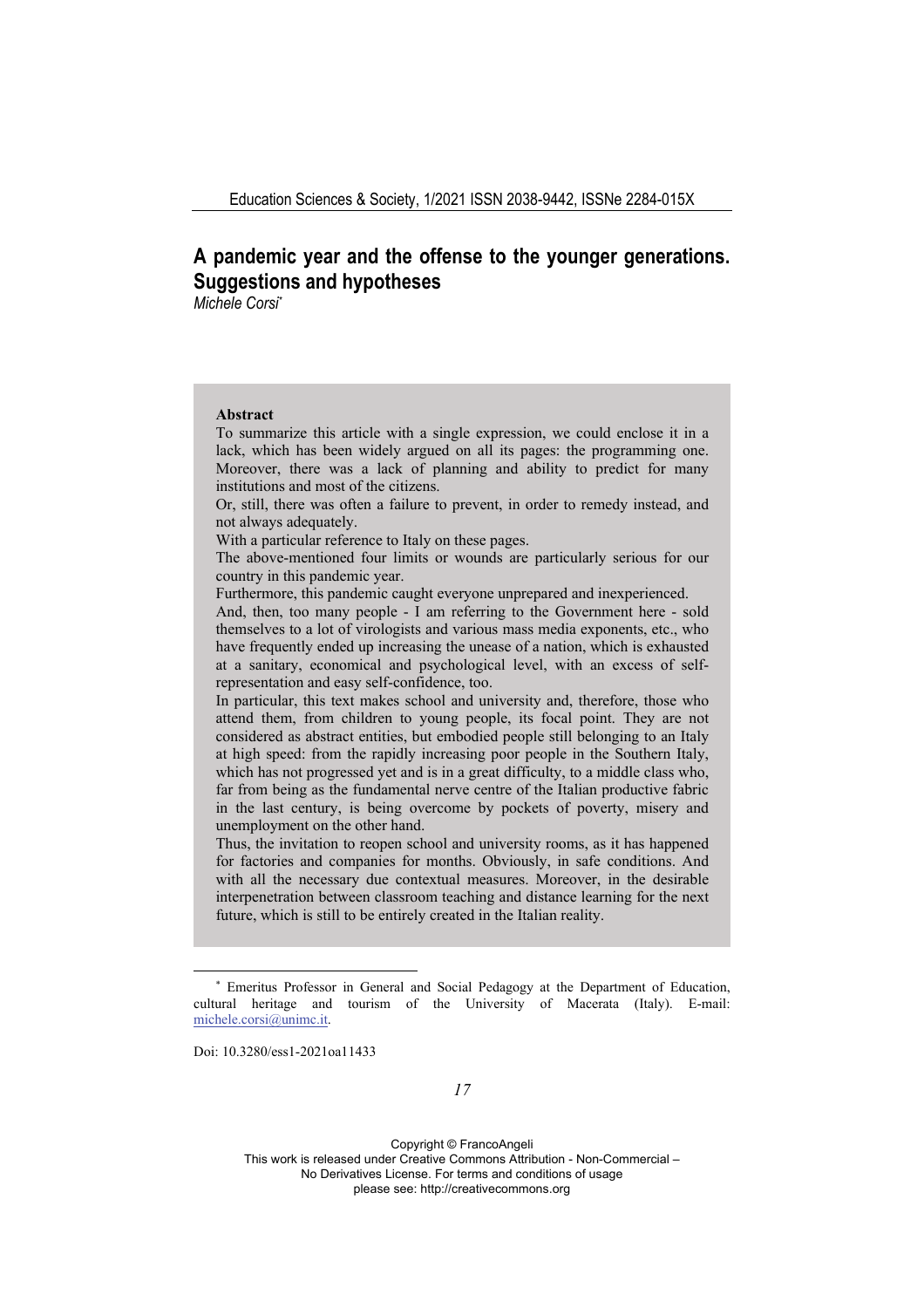# A pandemic year and the offense to the younger generations. Suggestions and hypotheses

*Michele Corsi*[*]

**Abstract**

To summarize this article with a single expression, we could enclose it in a lack, which has been widely argued on all its pages: the programming one. Moreover, there was a lack of planning and ability to predict for many institutions and most of the citizens.

Or, still, there was often a failure to prevent, in order to remedy instead, and not always adequately.

With a particular reference to Italy on these pages.

The above-mentioned four limits or wounds are particularly serious for our country in this pandemic year.

Furthermore, this pandemic caught everyone unprepared and inexperienced.

And, then, too many people - I am referring to the Government here - sold themselves to a lot of virologists and various mass media exponents, etc., who have frequently ended up increasing the unease of a nation, which is exhausted at a sanitary, economical and psychological level, with an excess of self-representation and easy self-confidence, too.

In particular, this text makes school and university and, therefore, those who attend them, from children to young people, its focal point. They are not considered as abstract entities, but embodied people still belonging to an Italy at high speed: from the rapidly increasing poor people in the Southern Italy, which has not progressed yet and is in a great difficulty, to a middle class who, far from being as the fundamental nerve centre of the Italian productive fabric in the last century, is being overcome by pockets of poverty, misery and unemployment on the other hand.

Thus, the invitation to reopen school and university rooms, as it has happened for factories and companies for months. Obviously, in safe conditions. And with all the necessary due contextual measures. Moreover, in the desirable interpenetration between classroom teaching and distance learning for the next future, which is still to be entirely created in the Italian reality.

[*] Emeritus Professor in General and Social Pedagogy at the Department of Education, cultural heritage and tourism of the University of Macerata (Italy). E-mail: michele.corsi@unimc.it.

Doi: 10.3280/ess1-2021oa11433

Copyright © FrancoAngeli
This work is released under Creative Commons Attribution - Non-Commercial – No Derivatives License. For terms and conditions of usage please see: http://creativecommons.org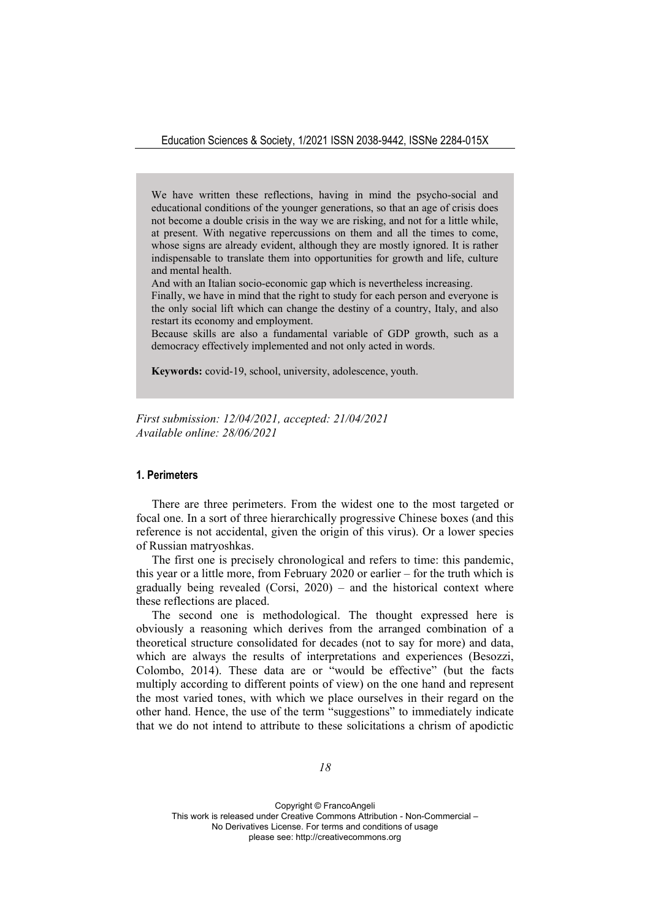We have written these reflections, having in mind the psycho-social and educational conditions of the younger generations, so that an age of crisis does not become a double crisis in the way we are risking, and not for a little while, at present. With negative repercussions on them and all the times to come, whose signs are already evident, although they are mostly ignored. It is rather indispensable to translate them into opportunities for growth and life, culture and mental health.

And with an Italian socio-economic gap which is nevertheless increasing.

Finally, we have in mind that the right to study for each person and everyone is the only social lift which can change the destiny of a country, Italy, and also restart its economy and employment.

Because skills are also a fundamental variable of GDP growth, such as a democracy effectively implemented and not only acted in words.

**Keywords:** covid-19, school, university, adolescence, youth.

*First submission: 12/04/2021, accepted: 21/04/2021*
*Available online: 28/06/2021*

## 1. Perimeters

There are three perimeters. From the widest one to the most targeted or focal one. In a sort of three hierarchically progressive Chinese boxes (and this reference is not accidental, given the origin of this virus). Or a lower species of Russian matryoshkas.

The first one is precisely chronological and refers to time: this pandemic, this year or a little more, from February 2020 or earlier – for the truth which is gradually being revealed (Corsi, 2020) – and the historical context where these reflections are placed.

The second one is methodological. The thought expressed here is obviously a reasoning which derives from the arranged combination of a theoretical structure consolidated for decades (not to say for more) and data, which are always the results of interpretations and experiences (Besozzi, Colombo, 2014). These data are or "would be effective" (but the facts multiply according to different points of view) on the one hand and represent the most varied tones, with which we place ourselves in their regard on the other hand. Hence, the use of the term "suggestions" to immediately indicate that we do not intend to attribute to these solicitations a chrism of apodictic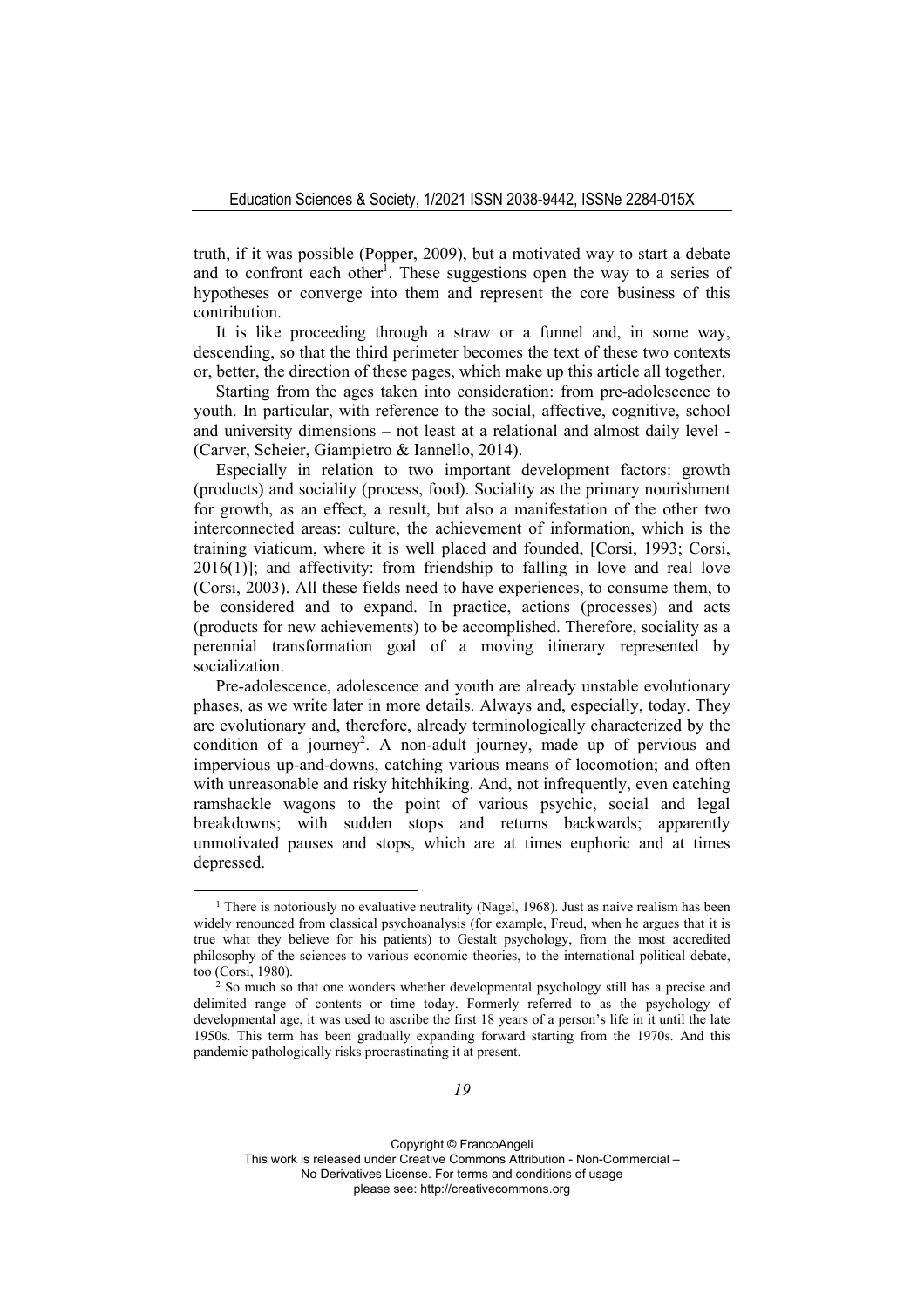truth, if it was possible (Popper, 2009), but a motivated way to start a debate and to confront each other[1]. These suggestions open the way to a series of hypotheses or converge into them and represent the core business of this contribution.

It is like proceeding through a straw or a funnel and, in some way, descending, so that the third perimeter becomes the text of these two contexts or, better, the direction of these pages, which make up this article all together.

Starting from the ages taken into consideration: from pre-adolescence to youth. In particular, with reference to the social, affective, cognitive, school and university dimensions – not least at a relational and almost daily level - (Carver, Scheier, Giampietro & Iannello, 2014).

Especially in relation to two important development factors: growth (products) and sociality (process, food). Sociality as the primary nourishment for growth, as an effect, a result, but also a manifestation of the other two interconnected areas: culture, the achievement of information, which is the training viaticum, where it is well placed and founded, [Corsi, 1993; Corsi, 2016(1)]; and affectivity: from friendship to falling in love and real love (Corsi, 2003). All these fields need to have experiences, to consume them, to be considered and to expand. In practice, actions (processes) and acts (products for new achievements) to be accomplished. Therefore, sociality as a perennial transformation goal of a moving itinerary represented by socialization.

Pre-adolescence, adolescence and youth are already unstable evolutionary phases, as we write later in more details. Always and, especially, today. They are evolutionary and, therefore, already terminologically characterized by the condition of a journey[2]. A non-adult journey, made up of pervious and impervious up-and-downs, catching various means of locomotion; and often with unreasonable and risky hitchhiking. And, not infrequently, even catching ramshackle wagons to the point of various psychic, social and legal breakdowns; with sudden stops and returns backwards; apparently unmotivated pauses and stops, which are at times euphoric and at times depressed.

[1] There is notoriously no evaluative neutrality (Nagel, 1968). Just as naive realism has been widely renounced from classical psychoanalysis (for example, Freud, when he argues that it is true what they believe for his patients) to Gestalt psychology, from the most accredited philosophy of the sciences to various economic theories, to the international political debate, too (Corsi, 1980).

[2] So much so that one wonders whether developmental psychology still has a precise and delimited range of contents or time today. Formerly referred to as the psychology of developmental age, it was used to ascribe the first 18 years of a person's life in it until the late 1950s. This term has been gradually expanding forward starting from the 1970s. And this pandemic pathologically risks procrastinating it at present.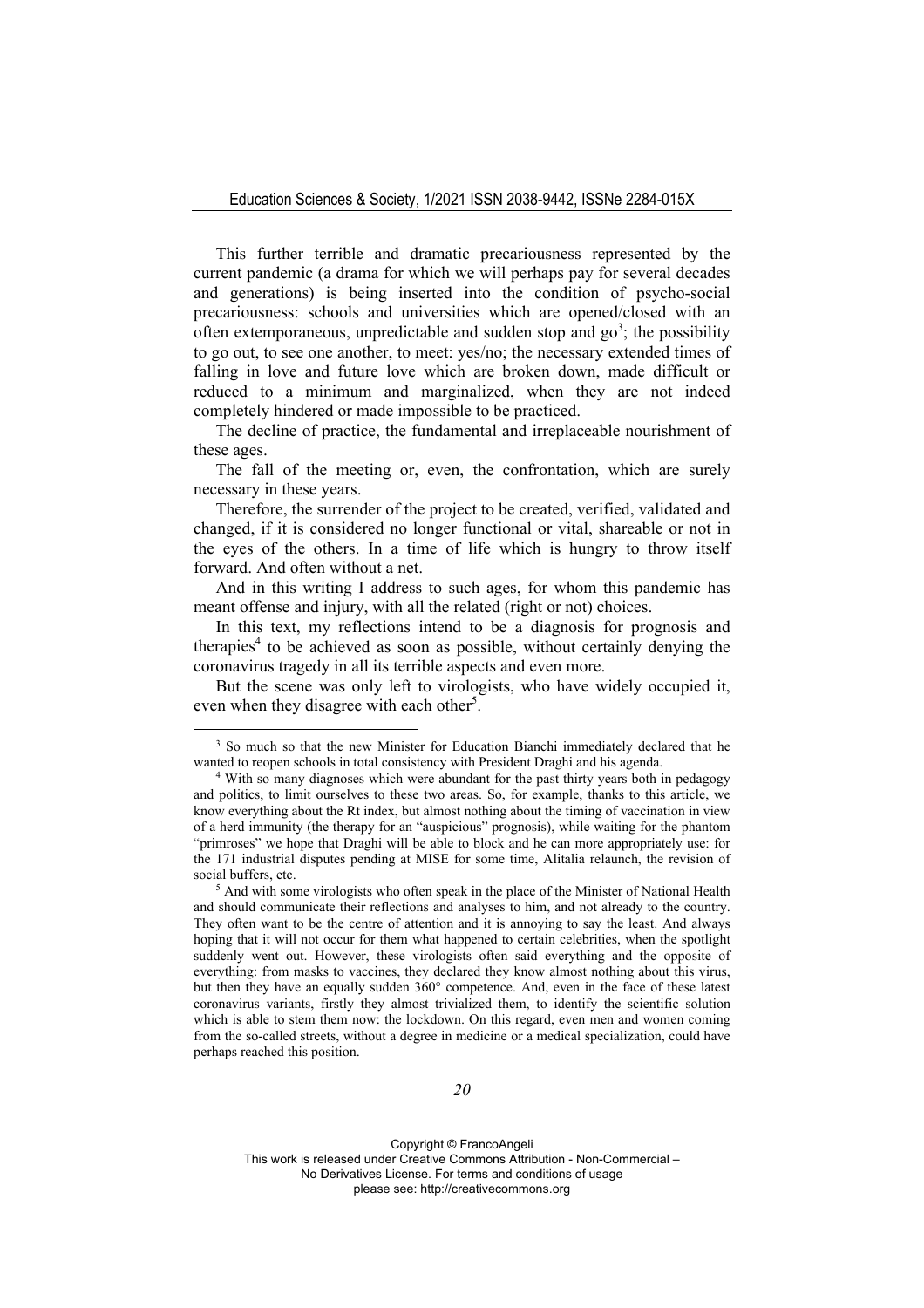This further terrible and dramatic precariousness represented by the current pandemic (a drama for which we will perhaps pay for several decades and generations) is being inserted into the condition of psycho-social precariousness: schools and universities which are opened/closed with an often extemporaneous, unpredictable and sudden stop and go[3]; the possibility to go out, to see one another, to meet: yes/no; the necessary extended times of falling in love and future love which are broken down, made difficult or reduced to a minimum and marginalized, when they are not indeed completely hindered or made impossible to be practiced.

The decline of practice, the fundamental and irreplaceable nourishment of these ages.

The fall of the meeting or, even, the confrontation, which are surely necessary in these years.

Therefore, the surrender of the project to be created, verified, validated and changed, if it is considered no longer functional or vital, shareable or not in the eyes of the others. In a time of life which is hungry to throw itself forward. And often without a net.

And in this writing I address to such ages, for whom this pandemic has meant offense and injury, with all the related (right or not) choices.

In this text, my reflections intend to be a diagnosis for prognosis and therapies[4] to be achieved as soon as possible, without certainly denying the coronavirus tragedy in all its terrible aspects and even more.

But the scene was only left to virologists, who have widely occupied it, even when they disagree with each other[5].

---

[3] So much so that the new Minister for Education Bianchi immediately declared that he wanted to reopen schools in total consistency with President Draghi and his agenda.

[4] With so many diagnoses which were abundant for the past thirty years both in pedagogy and politics, to limit ourselves to these two areas. So, for example, thanks to this article, we know everything about the Rt index, but almost nothing about the timing of vaccination in view of a herd immunity (the therapy for an "auspicious" prognosis), while waiting for the phantom "primroses" we hope that Draghi will be able to block and he can more appropriately use: for the 171 industrial disputes pending at MISE for some time, Alitalia relaunch, the revision of social buffers, etc.

[5] And with some virologists who often speak in the place of the Minister of National Health and should communicate their reflections and analyses to him, and not already to the country. They often want to be the centre of attention and it is annoying to say the least. And always hoping that it will not occur for them what happened to certain celebrities, when the spotlight suddenly went out. However, these virologists often said everything and the opposite of everything: from masks to vaccines, they declared they know almost nothing about this virus, but then they have an equally sudden 360° competence. And, even in the face of these latest coronavirus variants, firstly they almost trivialized them, to identify the scientific solution which is able to stem them now: the lockdown. On this regard, even men and women coming from the so-called streets, without a degree in medicine or a medical specialization, could have perhaps reached this position.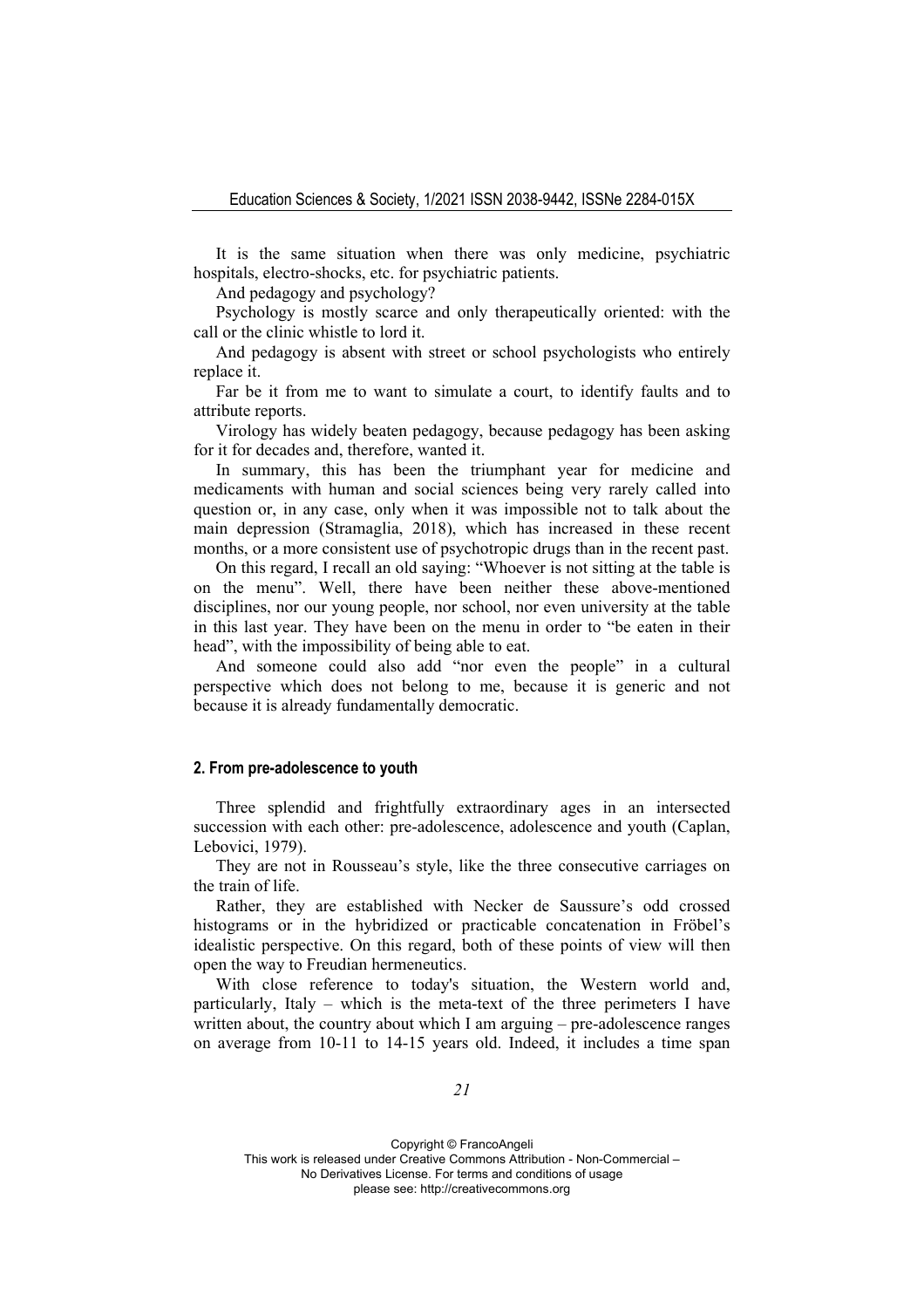It is the same situation when there was only medicine, psychiatric hospitals, electro-shocks, etc. for psychiatric patients.

And pedagogy and psychology?

Psychology is mostly scarce and only therapeutically oriented: with the call or the clinic whistle to lord it.

And pedagogy is absent with street or school psychologists who entirely replace it.

Far be it from me to want to simulate a court, to identify faults and to attribute reports.

Virology has widely beaten pedagogy, because pedagogy has been asking for it for decades and, therefore, wanted it.

In summary, this has been the triumphant year for medicine and medicaments with human and social sciences being very rarely called into question or, in any case, only when it was impossible not to talk about the main depression (Stramaglia, 2018), which has increased in these recent months, or a more consistent use of psychotropic drugs than in the recent past.

On this regard, I recall an old saying: "Whoever is not sitting at the table is on the menu". Well, there have been neither these above-mentioned disciplines, nor our young people, nor school, nor even university at the table in this last year. They have been on the menu in order to "be eaten in their head", with the impossibility of being able to eat.

And someone could also add "nor even the people" in a cultural perspective which does not belong to me, because it is generic and not because it is already fundamentally democratic.

## 2. From pre-adolescence to youth

Three splendid and frightfully extraordinary ages in an intersected succession with each other: pre-adolescence, adolescence and youth (Caplan, Lebovici, 1979).

They are not in Rousseau's style, like the three consecutive carriages on the train of life.

Rather, they are established with Necker de Saussure's odd crossed histograms or in the hybridized or practicable concatenation in Fröbel's idealistic perspective. On this regard, both of these points of view will then open the way to Freudian hermeneutics.

With close reference to today's situation, the Western world and, particularly, Italy – which is the meta-text of the three perimeters I have written about, the country about which I am arguing – pre-adolescence ranges on average from 10-11 to 14-15 years old. Indeed, it includes a time span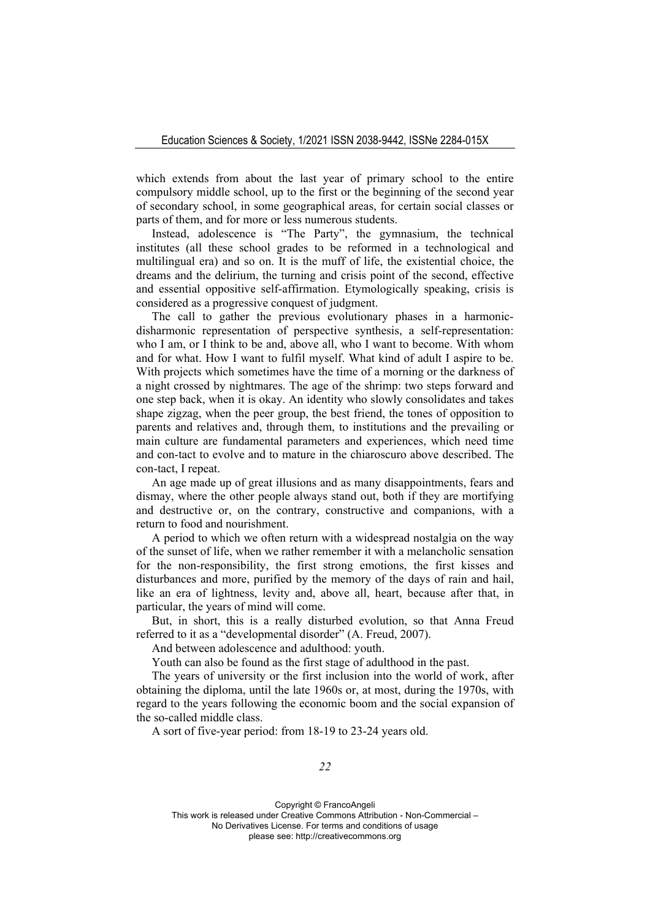which extends from about the last year of primary school to the entire compulsory middle school, up to the first or the beginning of the second year of secondary school, in some geographical areas, for certain social classes or parts of them, and for more or less numerous students.

Instead, adolescence is "The Party", the gymnasium, the technical institutes (all these school grades to be reformed in a technological and multilingual era) and so on. It is the muff of life, the existential choice, the dreams and the delirium, the turning and crisis point of the second, effective and essential oppositive self-affirmation. Etymologically speaking, crisis is considered as a progressive conquest of judgment.

The call to gather the previous evolutionary phases in a harmonic-disharmonic representation of perspective synthesis, a self-representation: who I am, or I think to be and, above all, who I want to become. With whom and for what. How I want to fulfil myself. What kind of adult I aspire to be. With projects which sometimes have the time of a morning or the darkness of a night crossed by nightmares. The age of the shrimp: two steps forward and one step back, when it is okay. An identity who slowly consolidates and takes shape zigzag, when the peer group, the best friend, the tones of opposition to parents and relatives and, through them, to institutions and the prevailing or main culture are fundamental parameters and experiences, which need time and con-tact to evolve and to mature in the chiaroscuro above described. The con-tact, I repeat.

An age made up of great illusions and as many disappointments, fears and dismay, where the other people always stand out, both if they are mortifying and destructive or, on the contrary, constructive and companions, with a return to food and nourishment.

A period to which we often return with a widespread nostalgia on the way of the sunset of life, when we rather remember it with a melancholic sensation for the non-responsibility, the first strong emotions, the first kisses and disturbances and more, purified by the memory of the days of rain and hail, like an era of lightness, levity and, above all, heart, because after that, in particular, the years of mind will come.

But, in short, this is a really disturbed evolution, so that Anna Freud referred to it as a "developmental disorder" (A. Freud, 2007).

And between adolescence and adulthood: youth.

Youth can also be found as the first stage of adulthood in the past.

The years of university or the first inclusion into the world of work, after obtaining the diploma, until the late 1960s or, at most, during the 1970s, with regard to the years following the economic boom and the social expansion of the so-called middle class.

A sort of five-year period: from 18-19 to 23-24 years old.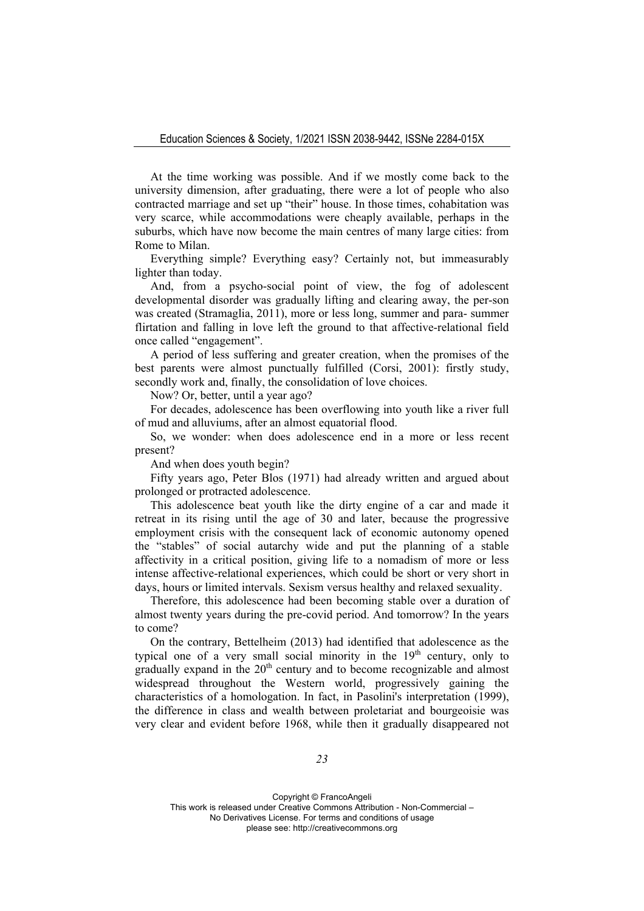At the time working was possible. And if we mostly come back to the university dimension, after graduating, there were a lot of people who also contracted marriage and set up "their" house. In those times, cohabitation was very scarce, while accommodations were cheaply available, perhaps in the suburbs, which have now become the main centres of many large cities: from Rome to Milan.

Everything simple? Everything easy? Certainly not, but immeasurably lighter than today.

And, from a psycho-social point of view, the fog of adolescent developmental disorder was gradually lifting and clearing away, the per-son was created (Stramaglia, 2011), more or less long, summer and para- summer flirtation and falling in love left the ground to that affective-relational field once called "engagement".

A period of less suffering and greater creation, when the promises of the best parents were almost punctually fulfilled (Corsi, 2001): firstly study, secondly work and, finally, the consolidation of love choices.

Now? Or, better, until a year ago?

For decades, adolescence has been overflowing into youth like a river full of mud and alluviums, after an almost equatorial flood.

So, we wonder: when does adolescence end in a more or less recent present?

And when does youth begin?

Fifty years ago, Peter Blos (1971) had already written and argued about prolonged or protracted adolescence.

This adolescence beat youth like the dirty engine of a car and made it retreat in its rising until the age of 30 and later, because the progressive employment crisis with the consequent lack of economic autonomy opened the "stables" of social autarchy wide and put the planning of a stable affectivity in a critical position, giving life to a nomadism of more or less intense affective-relational experiences, which could be short or very short in days, hours or limited intervals. Sexism versus healthy and relaxed sexuality.

Therefore, this adolescence had been becoming stable over a duration of almost twenty years during the pre-covid period. And tomorrow? In the years to come?

On the contrary, Bettelheim (2013) had identified that adolescence as the typical one of a very small social minority in the 19th century, only to gradually expand in the 20th century and to become recognizable and almost widespread throughout the Western world, progressively gaining the characteristics of a homologation. In fact, in Pasolini's interpretation (1999), the difference in class and wealth between proletariat and bourgeoisie was very clear and evident before 1968, while then it gradually disappeared not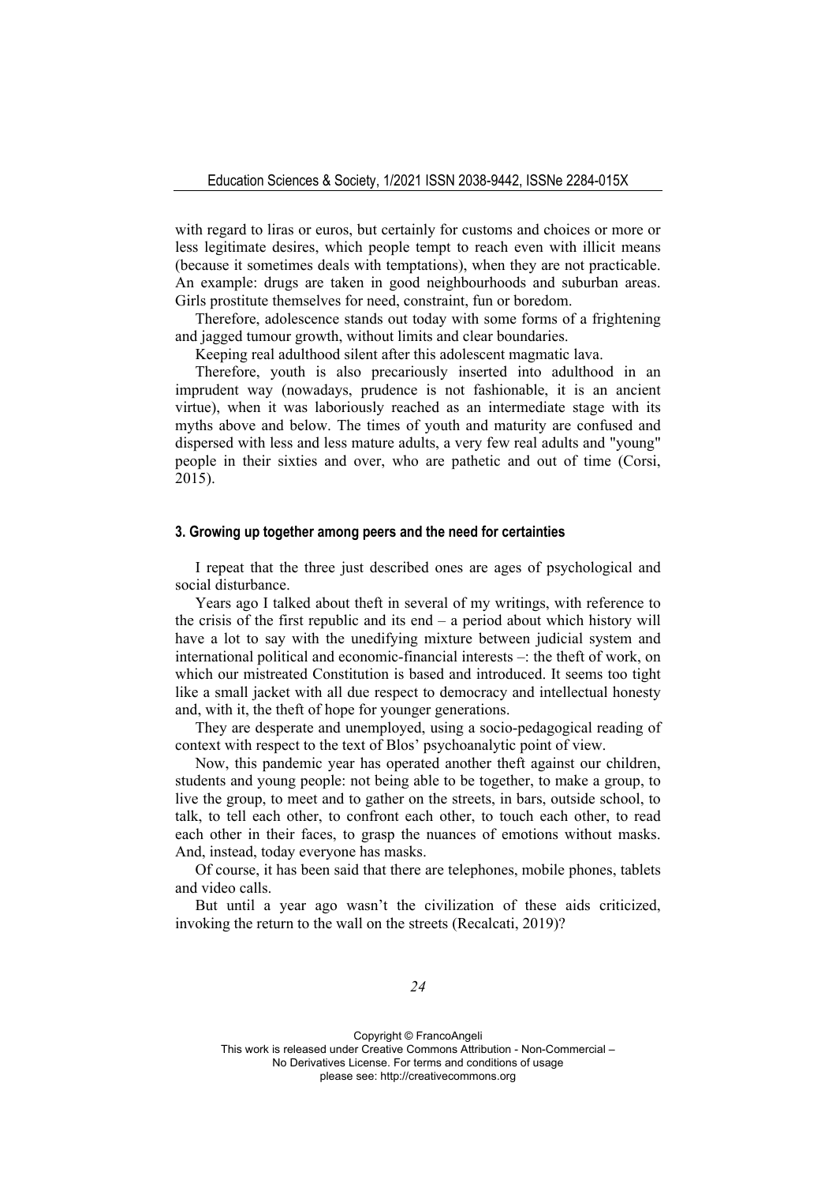with regard to liras or euros, but certainly for customs and choices or more or less legitimate desires, which people tempt to reach even with illicit means (because it sometimes deals with temptations), when they are not practicable. An example: drugs are taken in good neighbourhoods and suburban areas. Girls prostitute themselves for need, constraint, fun or boredom.

Therefore, adolescence stands out today with some forms of a frightening and jagged tumour growth, without limits and clear boundaries.

Keeping real adulthood silent after this adolescent magmatic lava.

Therefore, youth is also precariously inserted into adulthood in an imprudent way (nowadays, prudence is not fashionable, it is an ancient virtue), when it was laboriously reached as an intermediate stage with its myths above and below. The times of youth and maturity are confused and dispersed with less and less mature adults, a very few real adults and "young" people in their sixties and over, who are pathetic and out of time (Corsi, 2015).

### 3. Growing up together among peers and the need for certainties

I repeat that the three just described ones are ages of psychological and social disturbance.

Years ago I talked about theft in several of my writings, with reference to the crisis of the first republic and its end – a period about which history will have a lot to say with the unedifying mixture between judicial system and international political and economic-financial interests –: the theft of work, on which our mistreated Constitution is based and introduced. It seems too tight like a small jacket with all due respect to democracy and intellectual honesty and, with it, the theft of hope for younger generations.

They are desperate and unemployed, using a socio-pedagogical reading of context with respect to the text of Blos' psychoanalytic point of view.

Now, this pandemic year has operated another theft against our children, students and young people: not being able to be together, to make a group, to live the group, to meet and to gather on the streets, in bars, outside school, to talk, to tell each other, to confront each other, to touch each other, to read each other in their faces, to grasp the nuances of emotions without masks. And, instead, today everyone has masks.

Of course, it has been said that there are telephones, mobile phones, tablets and video calls.

But until a year ago wasn't the civilization of these aids criticized, invoking the return to the wall on the streets (Recalcati, 2019)?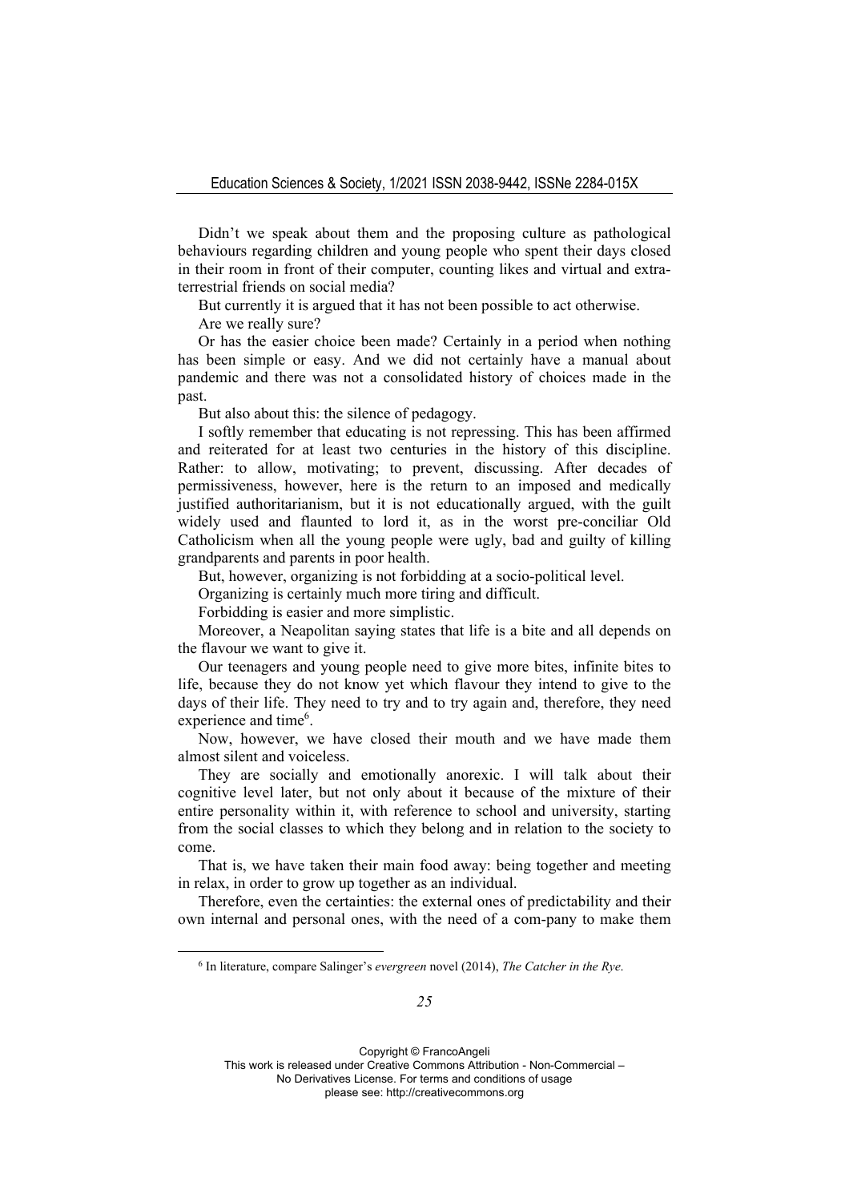Didn't we speak about them and the proposing culture as pathological behaviours regarding children and young people who spent their days closed in their room in front of their computer, counting likes and virtual and extra-terrestrial friends on social media?

But currently it is argued that it has not been possible to act otherwise.

Are we really sure?

Or has the easier choice been made? Certainly in a period when nothing has been simple or easy. And we did not certainly have a manual about pandemic and there was not a consolidated history of choices made in the past.

But also about this: the silence of pedagogy.

I softly remember that educating is not repressing. This has been affirmed and reiterated for at least two centuries in the history of this discipline. Rather: to allow, motivating; to prevent, discussing. After decades of permissiveness, however, here is the return to an imposed and medically justified authoritarianism, but it is not educationally argued, with the guilt widely used and flaunted to lord it, as in the worst pre-conciliar Old Catholicism when all the young people were ugly, bad and guilty of killing grandparents and parents in poor health.

But, however, organizing is not forbidding at a socio-political level.

Organizing is certainly much more tiring and difficult.

Forbidding is easier and more simplistic.

Moreover, a Neapolitan saying states that life is a bite and all depends on the flavour we want to give it.

Our teenagers and young people need to give more bites, infinite bites to life, because they do not know yet which flavour they intend to give to the days of their life. They need to try and to try again and, therefore, they need experience and time[6].

Now, however, we have closed their mouth and we have made them almost silent and voiceless.

They are socially and emotionally anorexic. I will talk about their cognitive level later, but not only about it because of the mixture of their entire personality within it, with reference to school and university, starting from the social classes to which they belong and in relation to the society to come.

That is, we have taken their main food away: being together and meeting in relax, in order to grow up together as an individual.

Therefore, even the certainties: the external ones of predictability and their own internal and personal ones, with the need of a com-pany to make them

---

[6] In literature, compare Salinger's *evergreen* novel (2014), *The Catcher in the Rye.*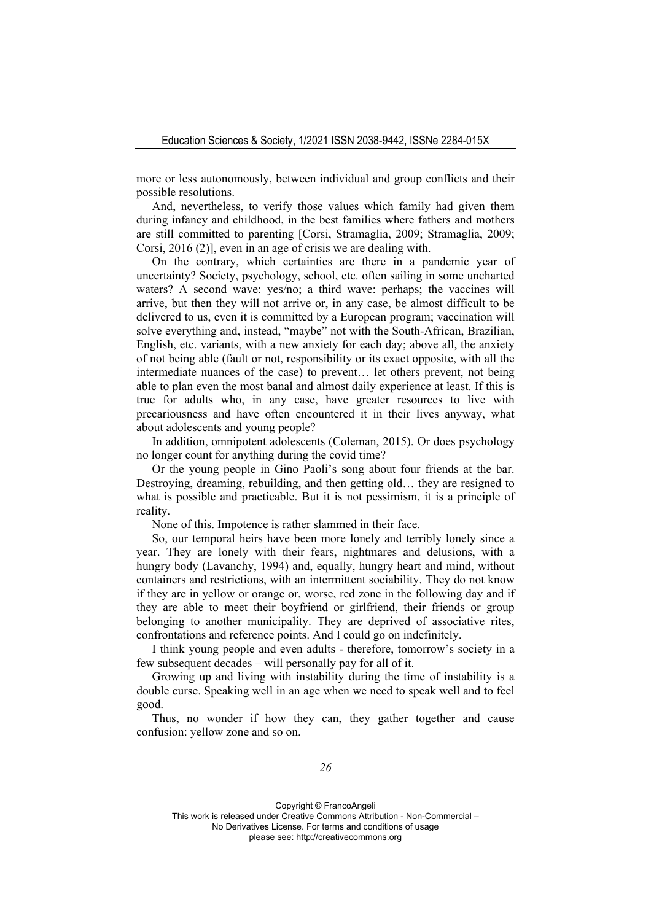more or less autonomously, between individual and group conflicts and their possible resolutions.

And, nevertheless, to verify those values which family had given them during infancy and childhood, in the best families where fathers and mothers are still committed to parenting [Corsi, Stramaglia, 2009; Stramaglia, 2009; Corsi, 2016 (2)], even in an age of crisis we are dealing with.

On the contrary, which certainties are there in a pandemic year of uncertainty? Society, psychology, school, etc. often sailing in some uncharted waters? A second wave: yes/no; a third wave: perhaps; the vaccines will arrive, but then they will not arrive or, in any case, be almost difficult to be delivered to us, even it is committed by a European program; vaccination will solve everything and, instead, "maybe" not with the South-African, Brazilian, English, etc. variants, with a new anxiety for each day; above all, the anxiety of not being able (fault or not, responsibility or its exact opposite, with all the intermediate nuances of the case) to prevent… let others prevent, not being able to plan even the most banal and almost daily experience at least. If this is true for adults who, in any case, have greater resources to live with precariousness and have often encountered it in their lives anyway, what about adolescents and young people?

In addition, omnipotent adolescents (Coleman, 2015). Or does psychology no longer count for anything during the covid time?

Or the young people in Gino Paoli's song about four friends at the bar. Destroying, dreaming, rebuilding, and then getting old… they are resigned to what is possible and practicable. But it is not pessimism, it is a principle of reality.

None of this. Impotence is rather slammed in their face.

So, our temporal heirs have been more lonely and terribly lonely since a year. They are lonely with their fears, nightmares and delusions, with a hungry body (Lavanchy, 1994) and, equally, hungry heart and mind, without containers and restrictions, with an intermittent sociability. They do not know if they are in yellow or orange or, worse, red zone in the following day and if they are able to meet their boyfriend or girlfriend, their friends or group belonging to another municipality. They are deprived of associative rites, confrontations and reference points. And I could go on indefinitely.

I think young people and even adults - therefore, tomorrow's society in a few subsequent decades – will personally pay for all of it.

Growing up and living with instability during the time of instability is a double curse. Speaking well in an age when we need to speak well and to feel good.

Thus, no wonder if how they can, they gather together and cause confusion: yellow zone and so on.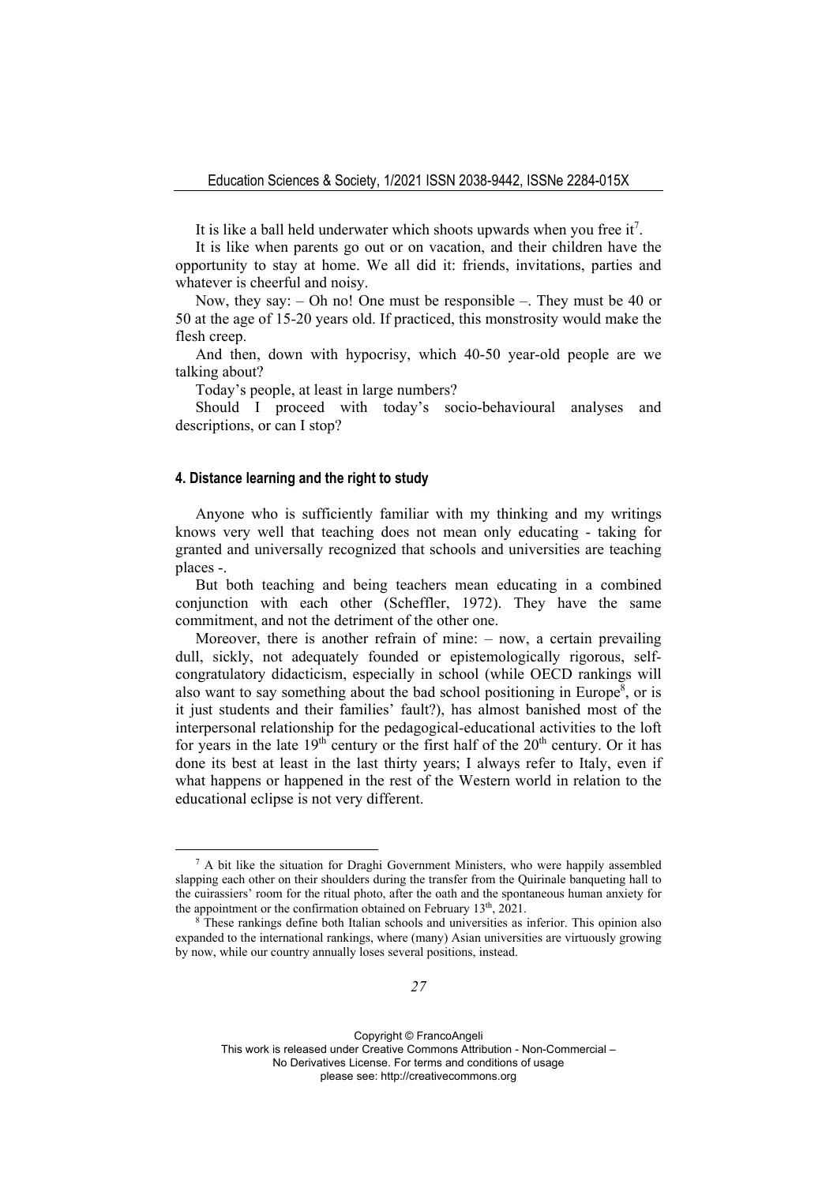It is like a ball held underwater which shoots upwards when you free it[7].

It is like when parents go out or on vacation, and their children have the opportunity to stay at home. We all did it: friends, invitations, parties and whatever is cheerful and noisy.

Now, they say: – Oh no! One must be responsible –. They must be 40 or 50 at the age of 15-20 years old. If practiced, this monstrosity would make the flesh creep.

And then, down with hypocrisy, which 40-50 year-old people are we talking about?

Today's people, at least in large numbers?

Should I proceed with today's socio-behavioural analyses and descriptions, or can I stop?

#### 4. Distance learning and the right to study

Anyone who is sufficiently familiar with my thinking and my writings knows very well that teaching does not mean only educating - taking for granted and universally recognized that schools and universities are teaching places -.

But both teaching and being teachers mean educating in a combined conjunction with each other (Scheffler, 1972). They have the same commitment, and not the detriment of the other one.

Moreover, there is another refrain of mine: – now, a certain prevailing dull, sickly, not adequately founded or epistemologically rigorous, self-congratulatory didacticism, especially in school (while OECD rankings will also want to say something about the bad school positioning in Europe[8], or is it just students and their families' fault?), has almost banished most of the interpersonal relationship for the pedagogical-educational activities to the loft for years in the late 19th century or the first half of the 20th century. Or it has done its best at least in the last thirty years; I always refer to Italy, even if what happens or happened in the rest of the Western world in relation to the educational eclipse is not very different.

---

[7] A bit like the situation for Draghi Government Ministers, who were happily assembled slapping each other on their shoulders during the transfer from the Quirinale banqueting hall to the cuirassiers' room for the ritual photo, after the oath and the spontaneous human anxiety for the appointment or the confirmation obtained on February 13th, 2021.

[8] These rankings define both Italian schools and universities as inferior. This opinion also expanded to the international rankings, where (many) Asian universities are virtuously growing by now, while our country annually loses several positions, instead.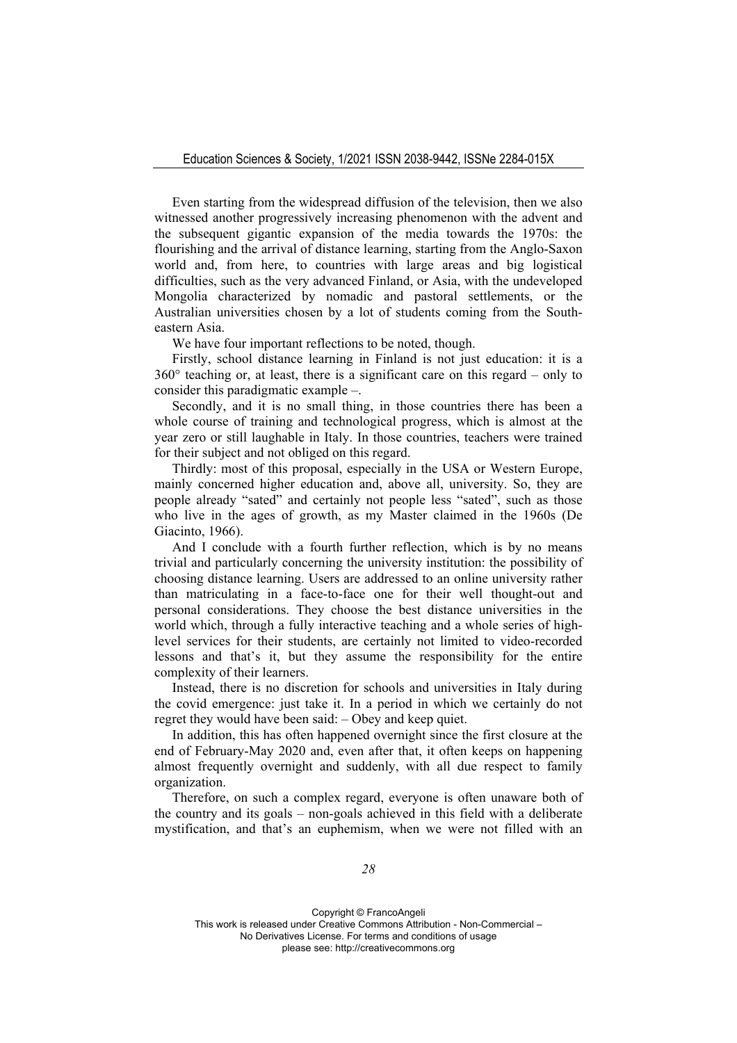Even starting from the widespread diffusion of the television, then we also witnessed another progressively increasing phenomenon with the advent and the subsequent gigantic expansion of the media towards the 1970s: the flourishing and the arrival of distance learning, starting from the Anglo-Saxon world and, from here, to countries with large areas and big logistical difficulties, such as the very advanced Finland, or Asia, with the undeveloped Mongolia characterized by nomadic and pastoral settlements, or the Australian universities chosen by a lot of students coming from the South-eastern Asia.

We have four important reflections to be noted, though.

Firstly, school distance learning in Finland is not just education: it is a 360° teaching or, at least, there is a significant care on this regard – only to consider this paradigmatic example –.

Secondly, and it is no small thing, in those countries there has been a whole course of training and technological progress, which is almost at the year zero or still laughable in Italy. In those countries, teachers were trained for their subject and not obliged on this regard.

Thirdly: most of this proposal, especially in the USA or Western Europe, mainly concerned higher education and, above all, university. So, they are people already "sated" and certainly not people less "sated", such as those who live in the ages of growth, as my Master claimed in the 1960s (De Giacinto, 1966).

And I conclude with a fourth further reflection, which is by no means trivial and particularly concerning the university institution: the possibility of choosing distance learning. Users are addressed to an online university rather than matriculating in a face-to-face one for their well thought-out and personal considerations. They choose the best distance universities in the world which, through a fully interactive teaching and a whole series of high-level services for their students, are certainly not limited to video-recorded lessons and that's it, but they assume the responsibility for the entire complexity of their learners.

Instead, there is no discretion for schools and universities in Italy during the covid emergence: just take it. In a period in which we certainly do not regret they would have been said: – Obey and keep quiet.

In addition, this has often happened overnight since the first closure at the end of February-May 2020 and, even after that, it often keeps on happening almost frequently overnight and suddenly, with all due respect to family organization.

Therefore, on such a complex regard, everyone is often unaware both of the country and its goals – non-goals achieved in this field with a deliberate mystification, and that's an euphemism, when we were not filled with an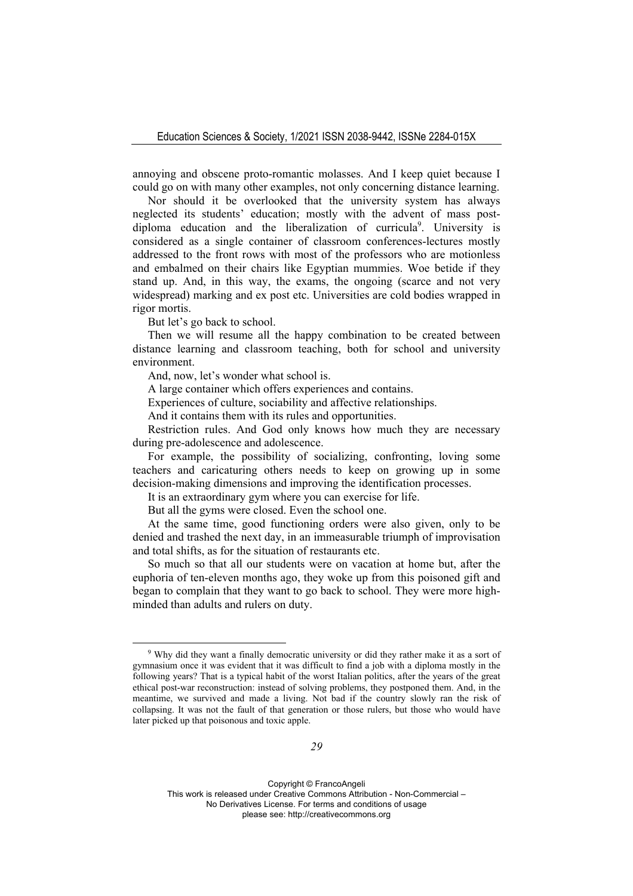annoying and obscene proto-romantic molasses. And I keep quiet because I could go on with many other examples, not only concerning distance learning.

Nor should it be overlooked that the university system has always neglected its students' education; mostly with the advent of mass post-diploma education and the liberalization of curricula[9]. University is considered as a single container of classroom conferences-lectures mostly addressed to the front rows with most of the professors who are motionless and embalmed on their chairs like Egyptian mummies. Woe betide if they stand up. And, in this way, the exams, the ongoing (scarce and not very widespread) marking and ex post etc. Universities are cold bodies wrapped in rigor mortis.

But let's go back to school.

Then we will resume all the happy combination to be created between distance learning and classroom teaching, both for school and university environment.

And, now, let's wonder what school is.

A large container which offers experiences and contains.

Experiences of culture, sociability and affective relationships.

And it contains them with its rules and opportunities.

Restriction rules. And God only knows how much they are necessary during pre-adolescence and adolescence.

For example, the possibility of socializing, confronting, loving some teachers and caricaturing others needs to keep on growing up in some decision-making dimensions and improving the identification processes.

It is an extraordinary gym where you can exercise for life.

But all the gyms were closed. Even the school one.

At the same time, good functioning orders were also given, only to be denied and trashed the next day, in an immeasurable triumph of improvisation and total shifts, as for the situation of restaurants etc.

So much so that all our students were on vacation at home but, after the euphoria of ten-eleven months ago, they woke up from this poisoned gift and began to complain that they want to go back to school. They were more high-minded than adults and rulers on duty.

[9] Why did they want a finally democratic university or did they rather make it as a sort of gymnasium once it was evident that it was difficult to find a job with a diploma mostly in the following years? That is a typical habit of the worst Italian politics, after the years of the great ethical post-war reconstruction: instead of solving problems, they postponed them. And, in the meantime, we survived and made a living. Not bad if the country slowly ran the risk of collapsing. It was not the fault of that generation or those rulers, but those who would have later picked up that poisonous and toxic apple.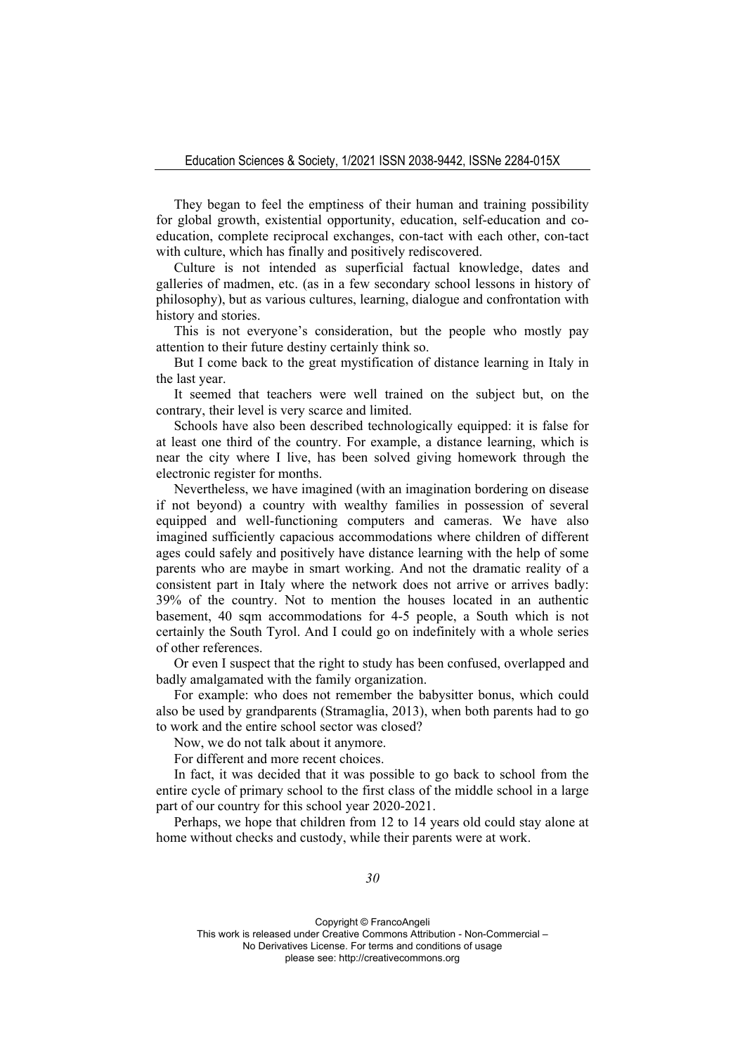They began to feel the emptiness of their human and training possibility for global growth, existential opportunity, education, self-education and co-education, complete reciprocal exchanges, con-tact with each other, con-tact with culture, which has finally and positively rediscovered.

Culture is not intended as superficial factual knowledge, dates and galleries of madmen, etc. (as in a few secondary school lessons in history of philosophy), but as various cultures, learning, dialogue and confrontation with history and stories.

This is not everyone's consideration, but the people who mostly pay attention to their future destiny certainly think so.

But I come back to the great mystification of distance learning in Italy in the last year.

It seemed that teachers were well trained on the subject but, on the contrary, their level is very scarce and limited.

Schools have also been described technologically equipped: it is false for at least one third of the country. For example, a distance learning, which is near the city where I live, has been solved giving homework through the electronic register for months.

Nevertheless, we have imagined (with an imagination bordering on disease if not beyond) a country with wealthy families in possession of several equipped and well-functioning computers and cameras. We have also imagined sufficiently capacious accommodations where children of different ages could safely and positively have distance learning with the help of some parents who are maybe in smart working. And not the dramatic reality of a consistent part in Italy where the network does not arrive or arrives badly: 39% of the country. Not to mention the houses located in an authentic basement, 40 sqm accommodations for 4-5 people, a South which is not certainly the South Tyrol. And I could go on indefinitely with a whole series of other references.

Or even I suspect that the right to study has been confused, overlapped and badly amalgamated with the family organization.

For example: who does not remember the babysitter bonus, which could also be used by grandparents (Stramaglia, 2013), when both parents had to go to work and the entire school sector was closed?

Now, we do not talk about it anymore.

For different and more recent choices.

In fact, it was decided that it was possible to go back to school from the entire cycle of primary school to the first class of the middle school in a large part of our country for this school year 2020-2021.

Perhaps, we hope that children from 12 to 14 years old could stay alone at home without checks and custody, while their parents were at work.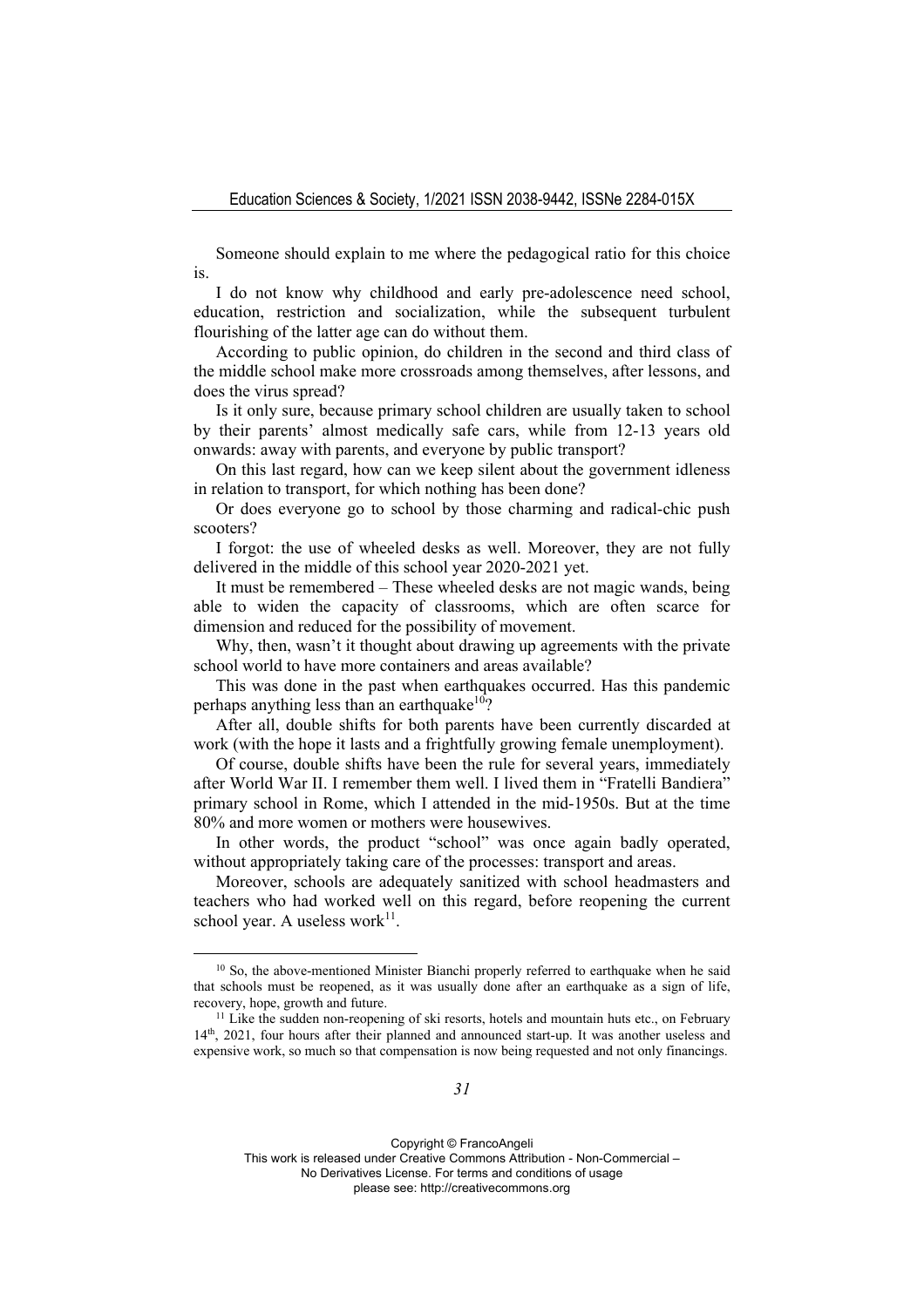Someone should explain to me where the pedagogical ratio for this choice is.

I do not know why childhood and early pre-adolescence need school, education, restriction and socialization, while the subsequent turbulent flourishing of the latter age can do without them.

According to public opinion, do children in the second and third class of the middle school make more crossroads among themselves, after lessons, and does the virus spread?

Is it only sure, because primary school children are usually taken to school by their parents' almost medically safe cars, while from 12-13 years old onwards: away with parents, and everyone by public transport?

On this last regard, how can we keep silent about the government idleness in relation to transport, for which nothing has been done?

Or does everyone go to school by those charming and radical-chic push scooters?

I forgot: the use of wheeled desks as well. Moreover, they are not fully delivered in the middle of this school year 2020-2021 yet.

It must be remembered – These wheeled desks are not magic wands, being able to widen the capacity of classrooms, which are often scarce for dimension and reduced for the possibility of movement.

Why, then, wasn't it thought about drawing up agreements with the private school world to have more containers and areas available?

This was done in the past when earthquakes occurred. Has this pandemic perhaps anything less than an earthquake[10]?

After all, double shifts for both parents have been currently discarded at work (with the hope it lasts and a frightfully growing female unemployment).

Of course, double shifts have been the rule for several years, immediately after World War II. I remember them well. I lived them in "Fratelli Bandiera" primary school in Rome, which I attended in the mid-1950s. But at the time 80% and more women or mothers were housewives.

In other words, the product "school" was once again badly operated, without appropriately taking care of the processes: transport and areas.

Moreover, schools are adequately sanitized with school headmasters and teachers who had worked well on this regard, before reopening the current school year. A useless work[11].

---

[10] So, the above-mentioned Minister Bianchi properly referred to earthquake when he said that schools must be reopened, as it was usually done after an earthquake as a sign of life, recovery, hope, growth and future.

[11] Like the sudden non-reopening of ski resorts, hotels and mountain huts etc., on February 14th, 2021, four hours after their planned and announced start-up. It was another useless and expensive work, so much so that compensation is now being requested and not only financings.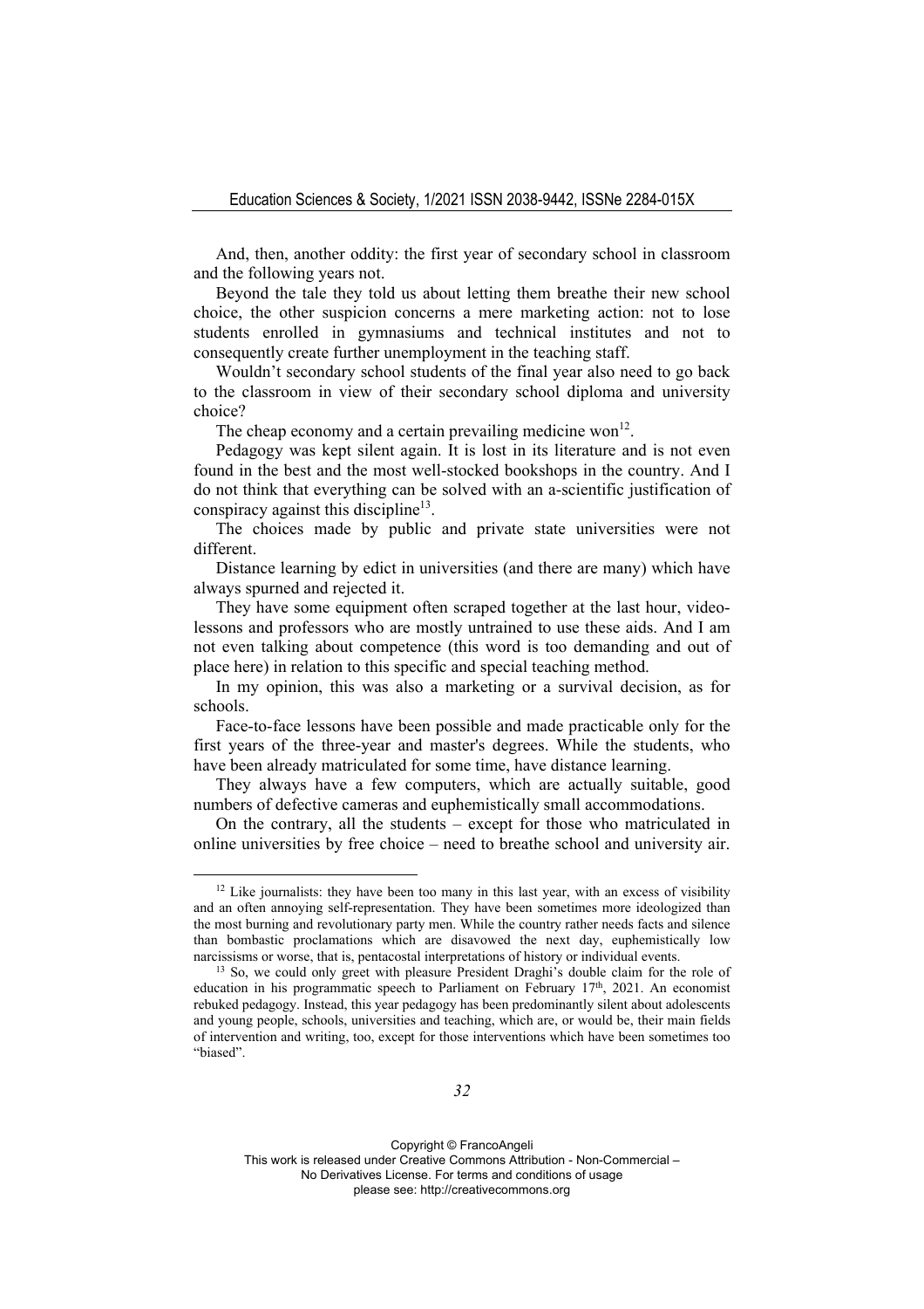And, then, another oddity: the first year of secondary school in classroom and the following years not.

Beyond the tale they told us about letting them breathe their new school choice, the other suspicion concerns a mere marketing action: not to lose students enrolled in gymnasiums and technical institutes and not to consequently create further unemployment in the teaching staff.

Wouldn't secondary school students of the final year also need to go back to the classroom in view of their secondary school diploma and university choice?

The cheap economy and a certain prevailing medicine won[12].

Pedagogy was kept silent again. It is lost in its literature and is not even found in the best and the most well-stocked bookshops in the country. And I do not think that everything can be solved with an a-scientific justification of conspiracy against this discipline[13].

The choices made by public and private state universities were not different.

Distance learning by edict in universities (and there are many) which have always spurned and rejected it.

They have some equipment often scraped together at the last hour, video-lessons and professors who are mostly untrained to use these aids. And I am not even talking about competence (this word is too demanding and out of place here) in relation to this specific and special teaching method.

In my opinion, this was also a marketing or a survival decision, as for schools.

Face-to-face lessons have been possible and made practicable only for the first years of the three-year and master's degrees. While the students, who have been already matriculated for some time, have distance learning.

They always have a few computers, which are actually suitable, good numbers of defective cameras and euphemistically small accommodations.

On the contrary, all the students – except for those who matriculated in online universities by free choice – need to breathe school and university air.

---

[12] Like journalists: they have been too many in this last year, with an excess of visibility and an often annoying self-representation. They have been sometimes more ideologized than the most burning and revolutionary party men. While the country rather needs facts and silence than bombastic proclamations which are disavowed the next day, euphemistically low narcissisms or worse, that is, pentacostal interpretations of history or individual events.

[13] So, we could only greet with pleasure President Draghi's double claim for the role of education in his programmatic speech to Parliament on February 17th, 2021. An economist rebuked pedagogy. Instead, this year pedagogy has been predominantly silent about adolescents and young people, schools, universities and teaching, which are, or would be, their main fields of intervention and writing, too, except for those interventions which have been sometimes too "biased".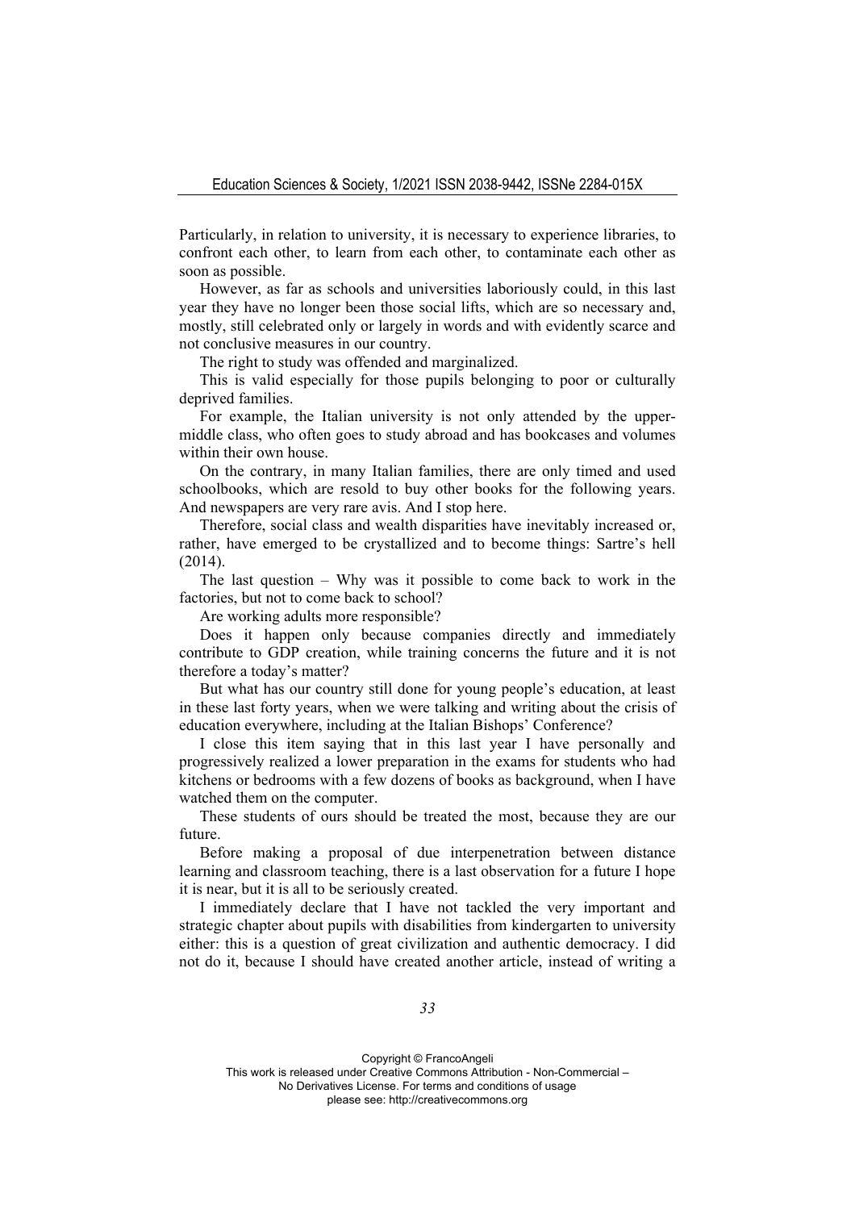Particularly, in relation to university, it is necessary to experience libraries, to confront each other, to learn from each other, to contaminate each other as soon as possible.

However, as far as schools and universities laboriously could, in this last year they have no longer been those social lifts, which are so necessary and, mostly, still celebrated only or largely in words and with evidently scarce and not conclusive measures in our country.

The right to study was offended and marginalized.

This is valid especially for those pupils belonging to poor or culturally deprived families.

For example, the Italian university is not only attended by the upper-middle class, who often goes to study abroad and has bookcases and volumes within their own house.

On the contrary, in many Italian families, there are only timed and used schoolbooks, which are resold to buy other books for the following years. And newspapers are very rare avis. And I stop here.

Therefore, social class and wealth disparities have inevitably increased or, rather, have emerged to be crystallized and to become things: Sartre's hell (2014).

The last question – Why was it possible to come back to work in the factories, but not to come back to school?

Are working adults more responsible?

Does it happen only because companies directly and immediately contribute to GDP creation, while training concerns the future and it is not therefore a today's matter?

But what has our country still done for young people's education, at least in these last forty years, when we were talking and writing about the crisis of education everywhere, including at the Italian Bishops' Conference?

I close this item saying that in this last year I have personally and progressively realized a lower preparation in the exams for students who had kitchens or bedrooms with a few dozens of books as background, when I have watched them on the computer.

These students of ours should be treated the most, because they are our future.

Before making a proposal of due interpenetration between distance learning and classroom teaching, there is a last observation for a future I hope it is near, but it is all to be seriously created.

I immediately declare that I have not tackled the very important and strategic chapter about pupils with disabilities from kindergarten to university either: this is a question of great civilization and authentic democracy. I did not do it, because I should have created another article, instead of writing a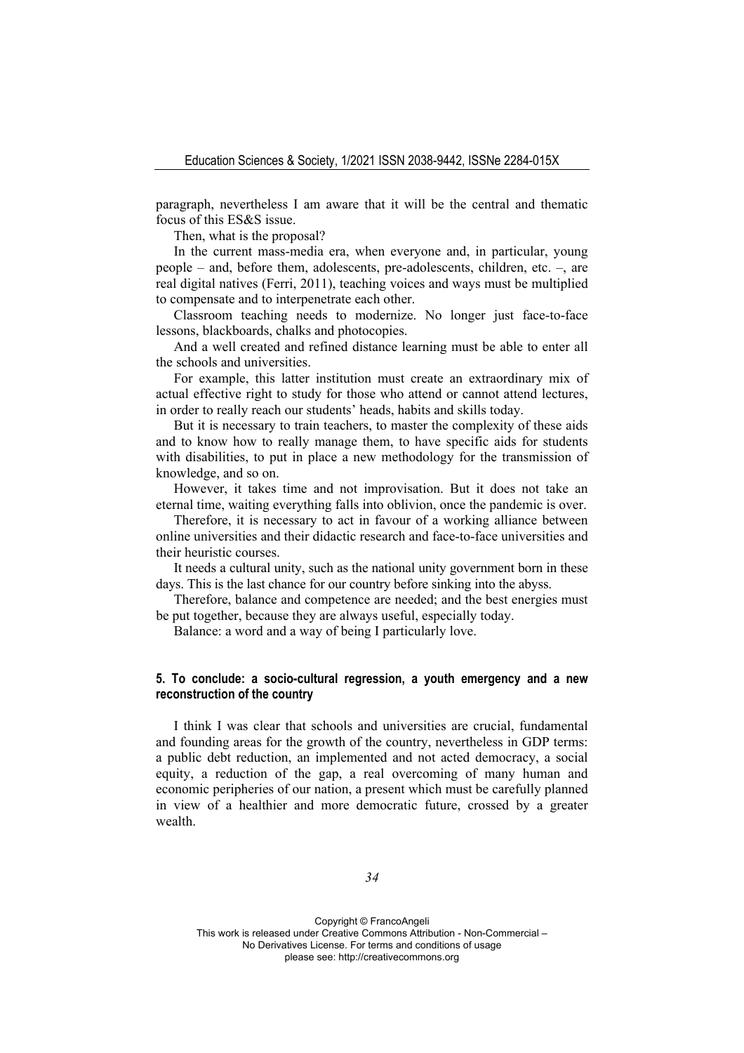paragraph, nevertheless I am aware that it will be the central and thematic focus of this ES&S issue.

Then, what is the proposal?

In the current mass-media era, when everyone and, in particular, young people – and, before them, adolescents, pre-adolescents, children, etc. –, are real digital natives (Ferri, 2011), teaching voices and ways must be multiplied to compensate and to interpenetrate each other.

Classroom teaching needs to modernize. No longer just face-to-face lessons, blackboards, chalks and photocopies.

And a well created and refined distance learning must be able to enter all the schools and universities.

For example, this latter institution must create an extraordinary mix of actual effective right to study for those who attend or cannot attend lectures, in order to really reach our students' heads, habits and skills today.

But it is necessary to train teachers, to master the complexity of these aids and to know how to really manage them, to have specific aids for students with disabilities, to put in place a new methodology for the transmission of knowledge, and so on.

However, it takes time and not improvisation. But it does not take an eternal time, waiting everything falls into oblivion, once the pandemic is over.

Therefore, it is necessary to act in favour of a working alliance between online universities and their didactic research and face-to-face universities and their heuristic courses.

It needs a cultural unity, such as the national unity government born in these days. This is the last chance for our country before sinking into the abyss.

Therefore, balance and competence are needed; and the best energies must be put together, because they are always useful, especially today.

Balance: a word and a way of being I particularly love.

## 5. To conclude: a socio-cultural regression, a youth emergency and a new reconstruction of the country

I think I was clear that schools and universities are crucial, fundamental and founding areas for the growth of the country, nevertheless in GDP terms: a public debt reduction, an implemented and not acted democracy, a social equity, a reduction of the gap, a real overcoming of many human and economic peripheries of our nation, a present which must be carefully planned in view of a healthier and more democratic future, crossed by a greater wealth.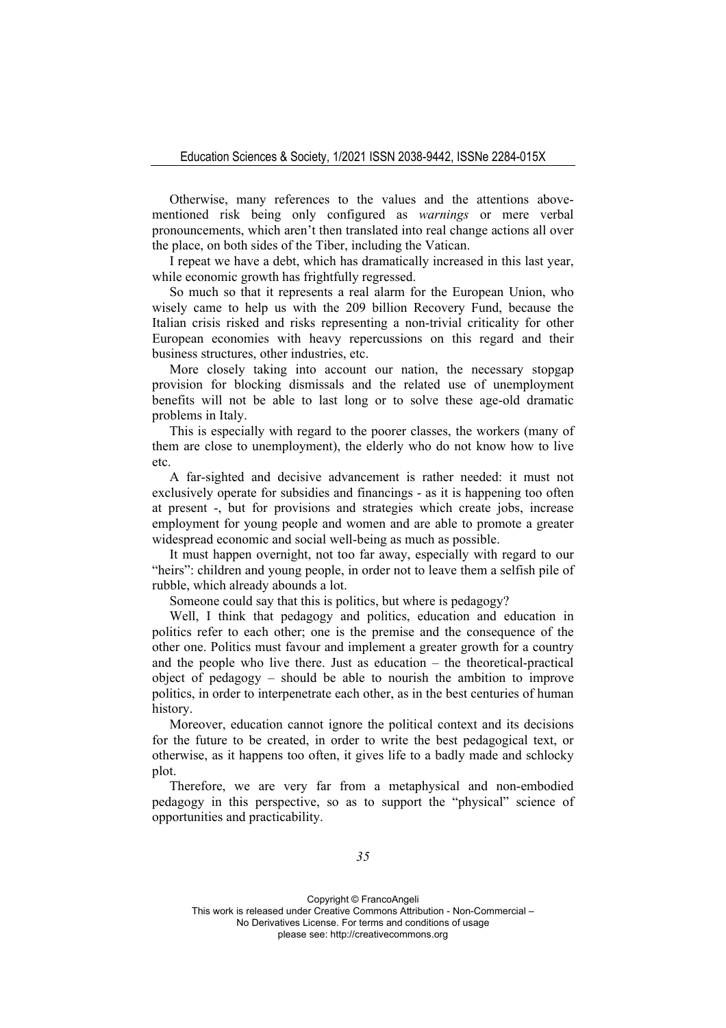Otherwise, many references to the values and the attentions above-mentioned risk being only configured as *warnings* or mere verbal pronouncements, which aren't then translated into real change actions all over the place, on both sides of the Tiber, including the Vatican.

I repeat we have a debt, which has dramatically increased in this last year, while economic growth has frightfully regressed.

So much so that it represents a real alarm for the European Union, who wisely came to help us with the 209 billion Recovery Fund, because the Italian crisis risked and risks representing a non-trivial criticality for other European economies with heavy repercussions on this regard and their business structures, other industries, etc.

More closely taking into account our nation, the necessary stopgap provision for blocking dismissals and the related use of unemployment benefits will not be able to last long or to solve these age-old dramatic problems in Italy.

This is especially with regard to the poorer classes, the workers (many of them are close to unemployment), the elderly who do not know how to live etc.

A far-sighted and decisive advancement is rather needed: it must not exclusively operate for subsidies and financings - as it is happening too often at present -, but for provisions and strategies which create jobs, increase employment for young people and women and are able to promote a greater widespread economic and social well-being as much as possible.

It must happen overnight, not too far away, especially with regard to our "heirs": children and young people, in order not to leave them a selfish pile of rubble, which already abounds a lot.

Someone could say that this is politics, but where is pedagogy?

Well, I think that pedagogy and politics, education and education in politics refer to each other; one is the premise and the consequence of the other one. Politics must favour and implement a greater growth for a country and the people who live there. Just as education – the theoretical-practical object of pedagogy – should be able to nourish the ambition to improve politics, in order to interpenetrate each other, as in the best centuries of human history.

Moreover, education cannot ignore the political context and its decisions for the future to be created, in order to write the best pedagogical text, or otherwise, as it happens too often, it gives life to a badly made and schlocky plot.

Therefore, we are very far from a metaphysical and non-embodied pedagogy in this perspective, so as to support the "physical" science of opportunities and practicability.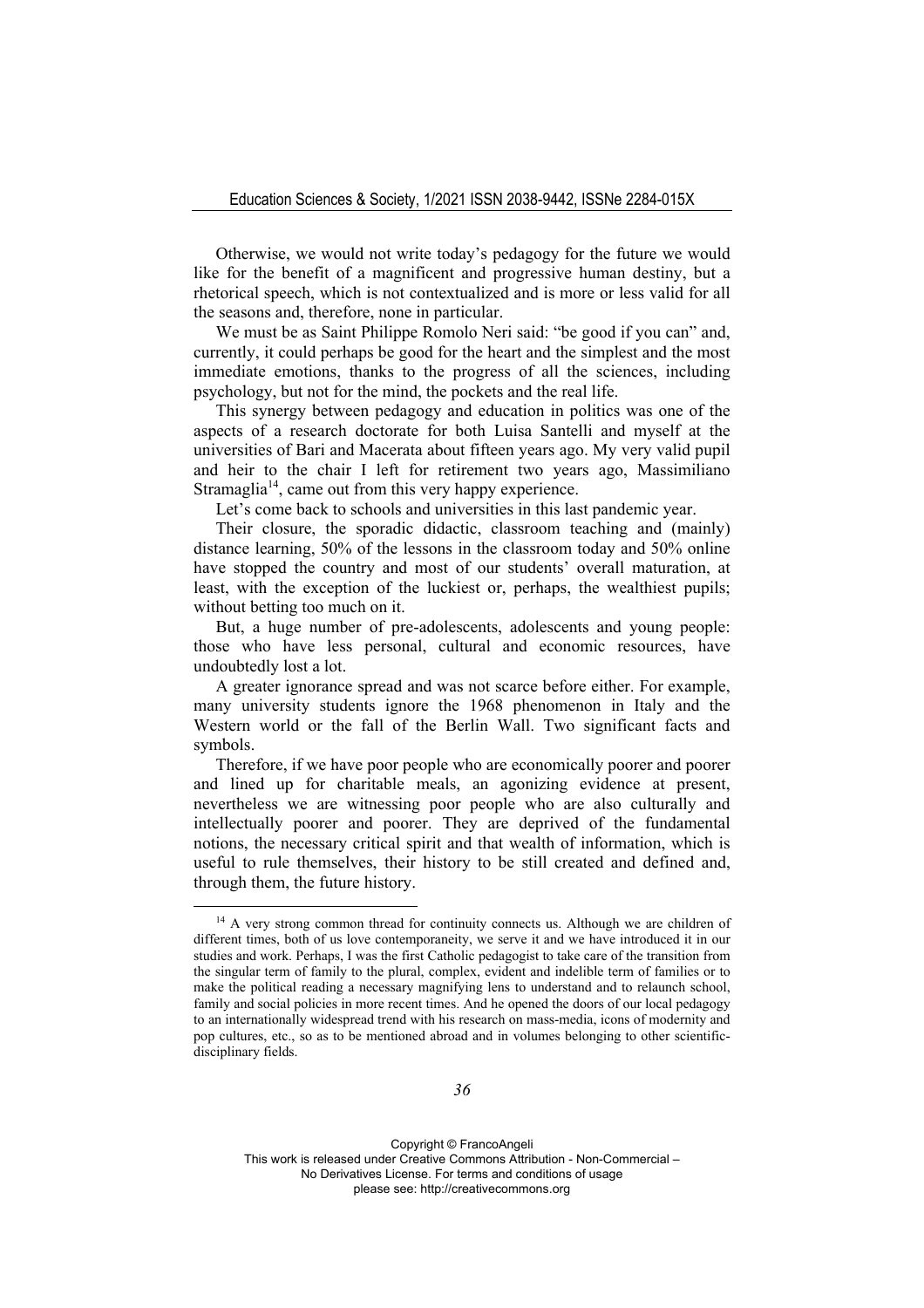Otherwise, we would not write today's pedagogy for the future we would like for the benefit of a magnificent and progressive human destiny, but a rhetorical speech, which is not contextualized and is more or less valid for all the seasons and, therefore, none in particular.

We must be as Saint Philippe Romolo Neri said: "be good if you can" and, currently, it could perhaps be good for the heart and the simplest and the most immediate emotions, thanks to the progress of all the sciences, including psychology, but not for the mind, the pockets and the real life.

This synergy between pedagogy and education in politics was one of the aspects of a research doctorate for both Luisa Santelli and myself at the universities of Bari and Macerata about fifteen years ago. My very valid pupil and heir to the chair I left for retirement two years ago, Massimiliano Stramaglia[14], came out from this very happy experience.

Let's come back to schools and universities in this last pandemic year.

Their closure, the sporadic didactic, classroom teaching and (mainly) distance learning, 50% of the lessons in the classroom today and 50% online have stopped the country and most of our students' overall maturation, at least, with the exception of the luckiest or, perhaps, the wealthiest pupils; without betting too much on it.

But, a huge number of pre-adolescents, adolescents and young people: those who have less personal, cultural and economic resources, have undoubtedly lost a lot.

A greater ignorance spread and was not scarce before either. For example, many university students ignore the 1968 phenomenon in Italy and the Western world or the fall of the Berlin Wall. Two significant facts and symbols.

Therefore, if we have poor people who are economically poorer and poorer and lined up for charitable meals, an agonizing evidence at present, nevertheless we are witnessing poor people who are also culturally and intellectually poorer and poorer. They are deprived of the fundamental notions, the necessary critical spirit and that wealth of information, which is useful to rule themselves, their history to be still created and defined and, through them, the future history.

[14] A very strong common thread for continuity connects us. Although we are children of different times, both of us love contemporaneity, we serve it and we have introduced it in our studies and work. Perhaps, I was the first Catholic pedagogist to take care of the transition from the singular term of family to the plural, complex, evident and indelible term of families or to make the political reading a necessary magnifying lens to understand and to relaunch school, family and social policies in more recent times. And he opened the doors of our local pedagogy to an internationally widespread trend with his research on mass-media, icons of modernity and pop cultures, etc., so as to be mentioned abroad and in volumes belonging to other scientific-disciplinary fields.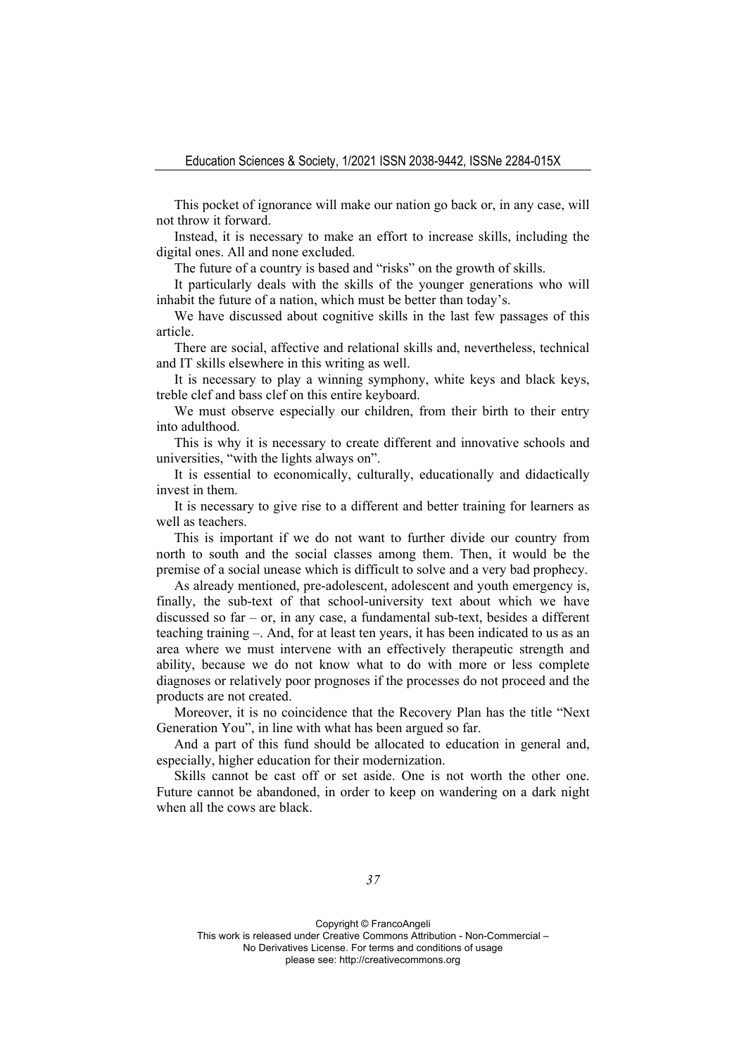This pocket of ignorance will make our nation go back or, in any case, will not throw it forward.

Instead, it is necessary to make an effort to increase skills, including the digital ones. All and none excluded.

The future of a country is based and "risks" on the growth of skills.

It particularly deals with the skills of the younger generations who will inhabit the future of a nation, which must be better than today's.

We have discussed about cognitive skills in the last few passages of this article.

There are social, affective and relational skills and, nevertheless, technical and IT skills elsewhere in this writing as well.

It is necessary to play a winning symphony, white keys and black keys, treble clef and bass clef on this entire keyboard.

We must observe especially our children, from their birth to their entry into adulthood.

This is why it is necessary to create different and innovative schools and universities, "with the lights always on".

It is essential to economically, culturally, educationally and didactically invest in them.

It is necessary to give rise to a different and better training for learners as well as teachers.

This is important if we do not want to further divide our country from north to south and the social classes among them. Then, it would be the premise of a social unease which is difficult to solve and a very bad prophecy.

As already mentioned, pre-adolescent, adolescent and youth emergency is, finally, the sub-text of that school-university text about which we have discussed so far – or, in any case, a fundamental sub-text, besides a different teaching training –. And, for at least ten years, it has been indicated to us as an area where we must intervene with an effectively therapeutic strength and ability, because we do not know what to do with more or less complete diagnoses or relatively poor prognoses if the processes do not proceed and the products are not created.

Moreover, it is no coincidence that the Recovery Plan has the title "Next Generation You", in line with what has been argued so far.

And a part of this fund should be allocated to education in general and, especially, higher education for their modernization.

Skills cannot be cast off or set aside. One is not worth the other one. Future cannot be abandoned, in order to keep on wandering on a dark night when all the cows are black.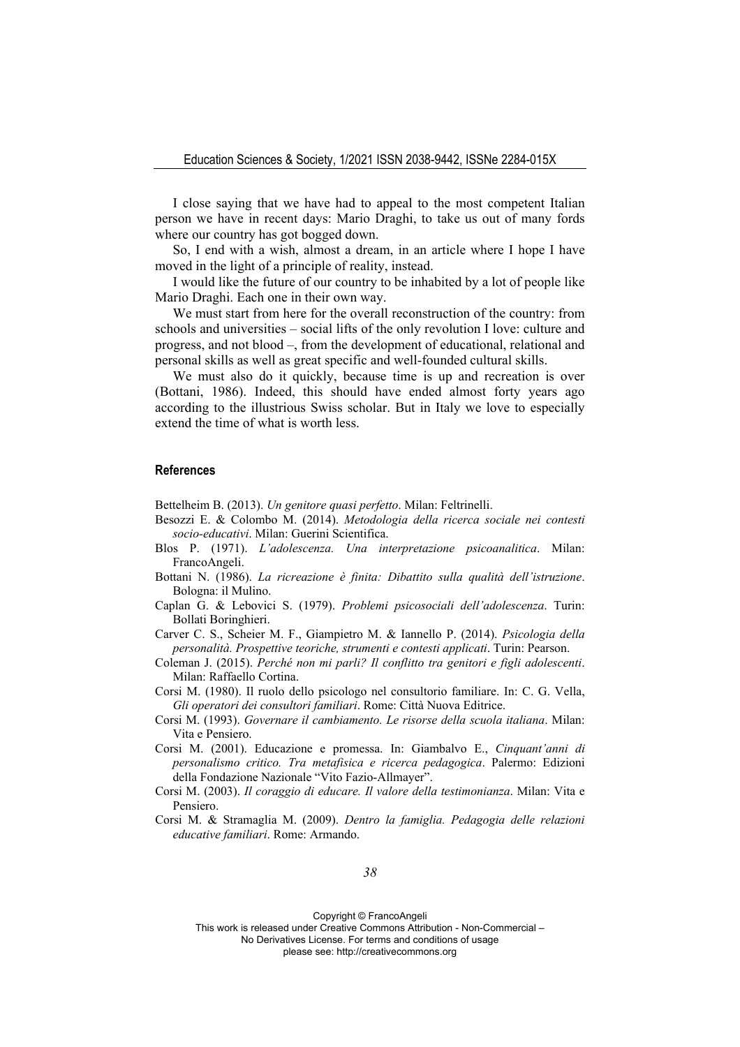I close saying that we have had to appeal to the most competent Italian person we have in recent days: Mario Draghi, to take us out of many fords where our country has got bogged down.

So, I end with a wish, almost a dream, in an article where I hope I have moved in the light of a principle of reality, instead.

I would like the future of our country to be inhabited by a lot of people like Mario Draghi. Each one in their own way.

We must start from here for the overall reconstruction of the country: from schools and universities – social lifts of the only revolution I love: culture and progress, and not blood –, from the development of educational, relational and personal skills as well as great specific and well-founded cultural skills.

We must also do it quickly, because time is up and recreation is over (Bottani, 1986). Indeed, this should have ended almost forty years ago according to the illustrious Swiss scholar. But in Italy we love to especially extend the time of what is worth less.

## References

Bettelheim B. (2013). *Un genitore quasi perfetto*. Milan: Feltrinelli.

Besozzi E. & Colombo M. (2014). *Metodologia della ricerca sociale nei contesti socio-educativi*. Milan: Guerini Scientifica.

Blos P. (1971). *L'adolescenza. Una interpretazione psicoanalitica*. Milan: FrancoAngeli.

Bottani N. (1986). *La ricreazione è finita: Dibattito sulla qualità dell'istruzione*. Bologna: il Mulino.

Caplan G. & Lebovici S. (1979). *Problemi psicosociali dell'adolescenza*. Turin: Bollati Boringhieri.

Carver C. S., Scheier M. F., Giampietro M. & Iannello P. (2014). *Psicologia della personalità. Prospettive teoriche, strumenti e contesti applicati*. Turin: Pearson.

Coleman J. (2015). *Perché non mi parli? Il conflitto tra genitori e figli adolescenti*. Milan: Raffaello Cortina.

Corsi M. (1980). Il ruolo dello psicologo nel consultorio familiare. In: C. G. Vella, *Gli operatori dei consultori familiari*. Rome: Città Nuova Editrice.

Corsi M. (1993). *Governare il cambiamento. Le risorse della scuola italiana*. Milan: Vita e Pensiero.

Corsi M. (2001). Educazione e promessa. In: Giambalvo E., *Cinquant'anni di personalismo critico. Tra metafisica e ricerca pedagogica*. Palermo: Edizioni della Fondazione Nazionale "Vito Fazio-Allmayer".

Corsi M. (2003). *Il coraggio di educare. Il valore della testimonianza*. Milan: Vita e Pensiero.

Corsi M. & Stramaglia M. (2009). *Dentro la famiglia. Pedagogia delle relazioni educative familiari*. Rome: Armando.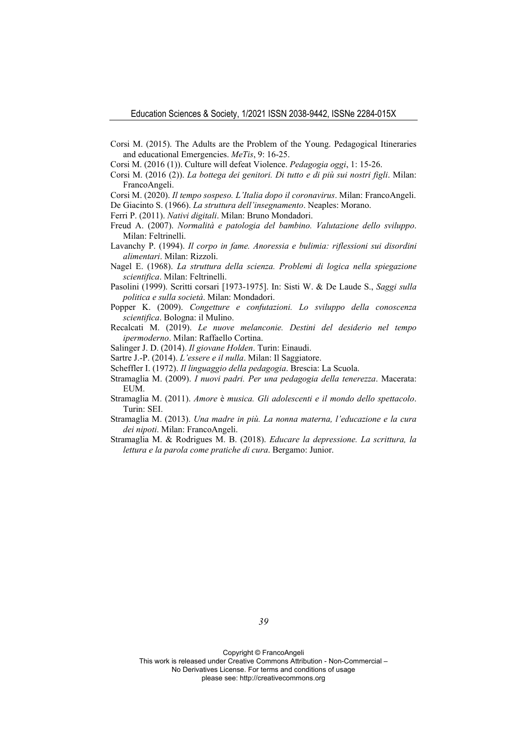Corsi M. (2015). The Adults are the Problem of the Young. Pedagogical Itineraries and educational Emergencies. *MeTis*, 9: 16-25.

Corsi M. (2016 (1)). Culture will defeat Violence. *Pedagogia oggi*, 1: 15-26.

Corsi M. (2016 (2)). *La bottega dei genitori. Di tutto e di più sui nostri figli*. Milan: FrancoAngeli.

Corsi M. (2020). *Il tempo sospeso. L'Italia dopo il coronavirus*. Milan: FrancoAngeli.

De Giacinto S. (1966). *La struttura dell'insegnamento*. Neaples: Morano.

Ferri P. (2011). *Nativi digitali*. Milan: Bruno Mondadori.

Freud A. (2007). *Normalità e patologia del bambino. Valutazione dello sviluppo*. Milan: Feltrinelli.

Lavanchy P. (1994). *Il corpo in fame. Anoressia e bulimia: riflessioni sui disordini alimentari*. Milan: Rizzoli.

Nagel E. (1968). *La struttura della scienza. Problemi di logica nella spiegazione scientifica*. Milan: Feltrinelli.

Pasolini (1999). Scritti corsari [1973-1975]. In: Sisti W. & De Laude S., *Saggi sulla politica e sulla società*. Milan: Mondadori.

Popper K. (2009). *Congetture e confutazioni. Lo sviluppo della conoscenza scientifica*. Bologna: il Mulino.

Recalcati M. (2019). *Le nuove melanconie. Destini del desiderio nel tempo ipermoderno*. Milan: Raffaello Cortina.

Salinger J. D. (2014). *Il giovane Holden*. Turin: Einaudi.

Sartre J.-P. (2014). *L'essere e il nulla*. Milan: Il Saggiatore.

Scheffler I. (1972). *Il linguaggio della pedagogia*. Brescia: La Scuola.

Stramaglia M. (2009). *I nuovi padri. Per una pedagogia della tenerezza*. Macerata: EUM.

Stramaglia M. (2011). *Amore* è *musica. Gli adolescenti e il mondo dello spettacolo*. Turin: SEI.

Stramaglia M. (2013). *Una madre in più. La nonna materna, l'educazione e la cura dei nipoti*. Milan: FrancoAngeli.

Stramaglia M. & Rodrigues M. B. (2018). *Educare la depressione. La scrittura, la lettura e la parola come pratiche di cura*. Bergamo: Junior.